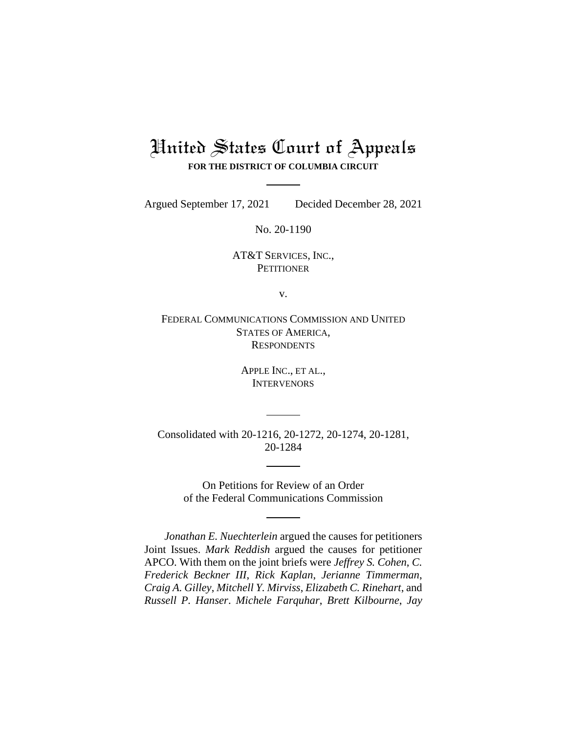# United States Court of Appeals

**FOR THE DISTRICT OF COLUMBIA CIRCUIT**

Argued September 17, 2021 Decided December 28, 2021

No. 20-1190

AT&T SERVICES, INC.,
PETITIONER

v.

FEDERAL COMMUNICATIONS COMMISSION AND UNITED STATES OF AMERICA,
RESPONDENTS

APPLE INC., ET AL.,
INTERVENORS

Consolidated with 20-1216, 20-1272, 20-1274, 20-1281, 20-1284

On Petitions for Review of an Order of the Federal Communications Commission

*Jonathan E. Nuechterlein* argued the causes for petitioners Joint Issues. *Mark Reddish* argued the causes for petitioner APCO. With them on the joint briefs were *Jeffrey S. Cohen*, *C. Frederick Beckner III*, *Rick Kaplan*, *Jerianne Timmerman*, *Craig A. Gilley*, *Mitchell Y. Mirviss*, *Elizabeth C. Rinehart*, and *Russell P. Hanser*. *Michele Farquhar*, *Brett Kilbourne*, *Jay*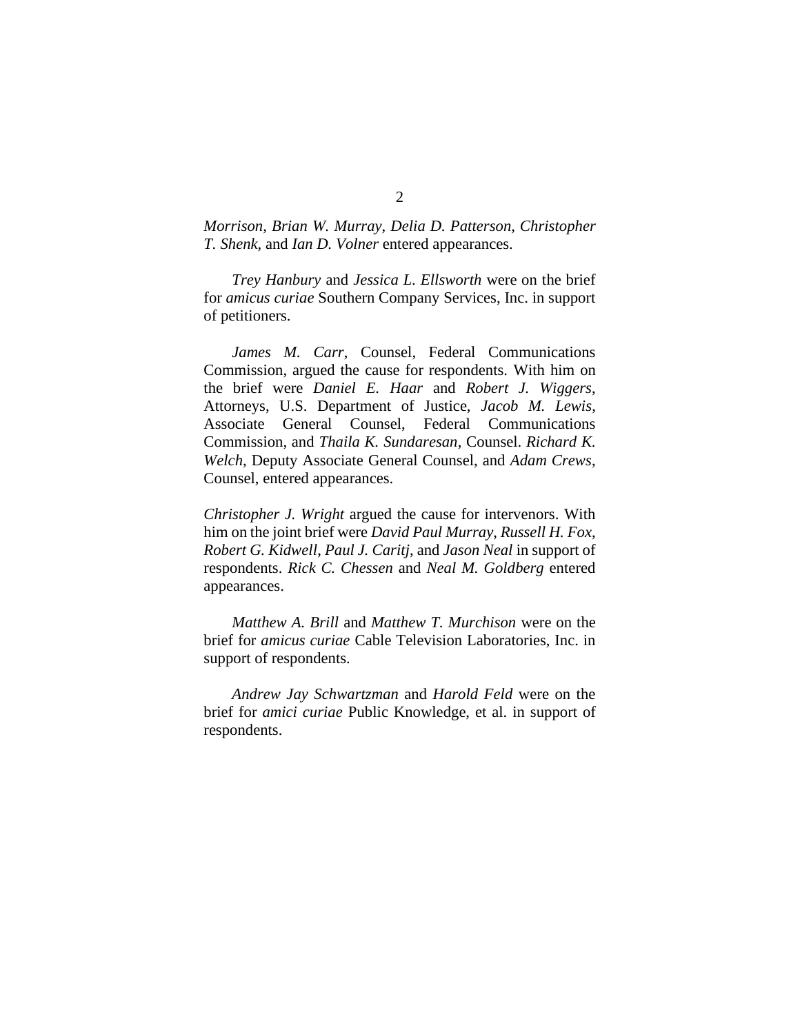*Morrison*, *Brian W. Murray*, *Delia D. Patterson*, *Christopher T. Shenk*, and *Ian D. Volner* entered appearances.

*Trey Hanbury* and *Jessica L. Ellsworth* were on the brief for *amicus curiae* Southern Company Services, Inc. in support of petitioners.

*James M. Carr*, Counsel, Federal Communications Commission, argued the cause for respondents. With him on the brief were *Daniel E. Haar* and *Robert J. Wiggers*, Attorneys, U.S. Department of Justice, *Jacob M. Lewis*, Associate General Counsel, Federal Communications Commission, and *Thaila K. Sundaresan*, Counsel. *Richard K. Welch*, Deputy Associate General Counsel, and *Adam Crews*, Counsel, entered appearances.

*Christopher J. Wright* argued the cause for intervenors. With him on the joint brief were *David Paul Murray*, *Russell H. Fox*, *Robert G. Kidwell*, *Paul J. Caritj*, and *Jason Neal* in support of respondents. *Rick C. Chessen* and *Neal M. Goldberg* entered appearances.

*Matthew A. Brill* and *Matthew T. Murchison* were on the brief for *amicus curiae* Cable Television Laboratories, Inc. in support of respondents.

*Andrew Jay Schwartzman* and *Harold Feld* were on the brief for *amici curiae* Public Knowledge, et al. in support of respondents.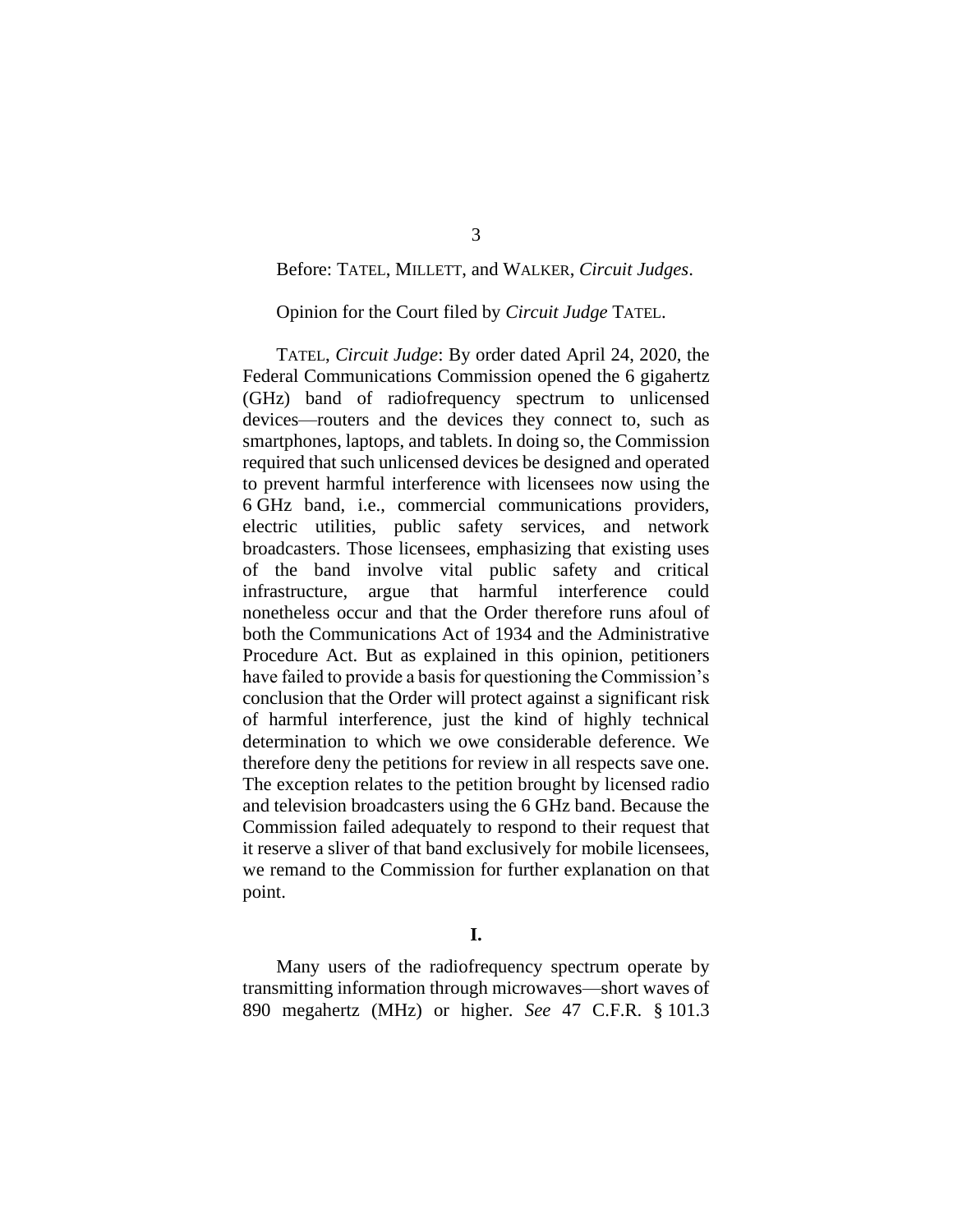Before: TATEL, MILLETT, and WALKER, *Circuit Judges*.

Opinion for the Court filed by *Circuit Judge* TATEL.

TATEL, *Circuit Judge*: By order dated April 24, 2020, the Federal Communications Commission opened the 6 gigahertz (GHz) band of radiofrequency spectrum to unlicensed devices—routers and the devices they connect to, such as smartphones, laptops, and tablets. In doing so, the Commission required that such unlicensed devices be designed and operated to prevent harmful interference with licensees now using the 6 GHz band, i.e., commercial communications providers, electric utilities, public safety services, and network broadcasters. Those licensees, emphasizing that existing uses of the band involve vital public safety and critical infrastructure, argue that harmful interference could nonetheless occur and that the Order therefore runs afoul of both the Communications Act of 1934 and the Administrative Procedure Act. But as explained in this opinion, petitioners have failed to provide a basis for questioning the Commission's conclusion that the Order will protect against a significant risk of harmful interference, just the kind of highly technical determination to which we owe considerable deference. We therefore deny the petitions for review in all respects save one. The exception relates to the petition brought by licensed radio and television broadcasters using the 6 GHz band. Because the Commission failed adequately to respond to their request that it reserve a sliver of that band exclusively for mobile licensees, we remand to the Commission for further explanation on that point.

## I.

Many users of the radiofrequency spectrum operate by transmitting information through microwaves—short waves of 890 megahertz (MHz) or higher. *See* 47 C.F.R. § 101.3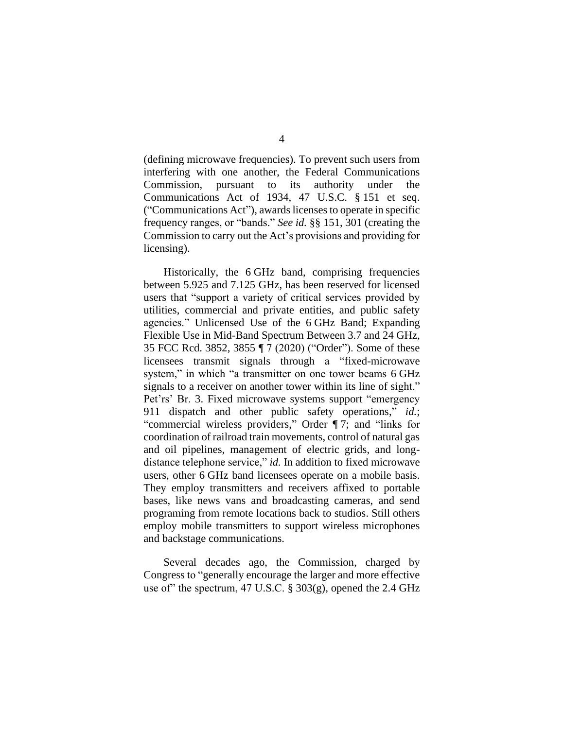(defining microwave frequencies). To prevent such users from interfering with one another, the Federal Communications Commission, pursuant to its authority under the Communications Act of 1934, 47 U.S.C. § 151 et seq. ("Communications Act"), awards licenses to operate in specific frequency ranges, or "bands." *See id.* §§ 151, 301 (creating the Commission to carry out the Act's provisions and providing for licensing).

Historically, the 6 GHz band, comprising frequencies between 5.925 and 7.125 GHz, has been reserved for licensed users that "support a variety of critical services provided by utilities, commercial and private entities, and public safety agencies." Unlicensed Use of the 6 GHz Band; Expanding Flexible Use in Mid-Band Spectrum Between 3.7 and 24 GHz, 35 FCC Rcd. 3852, 3855 ¶ 7 (2020) ("Order"). Some of these licensees transmit signals through a "fixed-microwave system," in which "a transmitter on one tower beams 6 GHz signals to a receiver on another tower within its line of sight." Pet'rs' Br. 3. Fixed microwave systems support "emergency 911 dispatch and other public safety operations," *id.*; "commercial wireless providers," Order ¶ 7; and "links for coordination of railroad train movements, control of natural gas and oil pipelines, management of electric grids, and long-distance telephone service," *id.* In addition to fixed microwave users, other 6 GHz band licensees operate on a mobile basis. They employ transmitters and receivers affixed to portable bases, like news vans and broadcasting cameras, and send programing from remote locations back to studios. Still others employ mobile transmitters to support wireless microphones and backstage communications.

Several decades ago, the Commission, charged by Congress to "generally encourage the larger and more effective use of" the spectrum, 47 U.S.C. § 303(g), opened the 2.4 GHz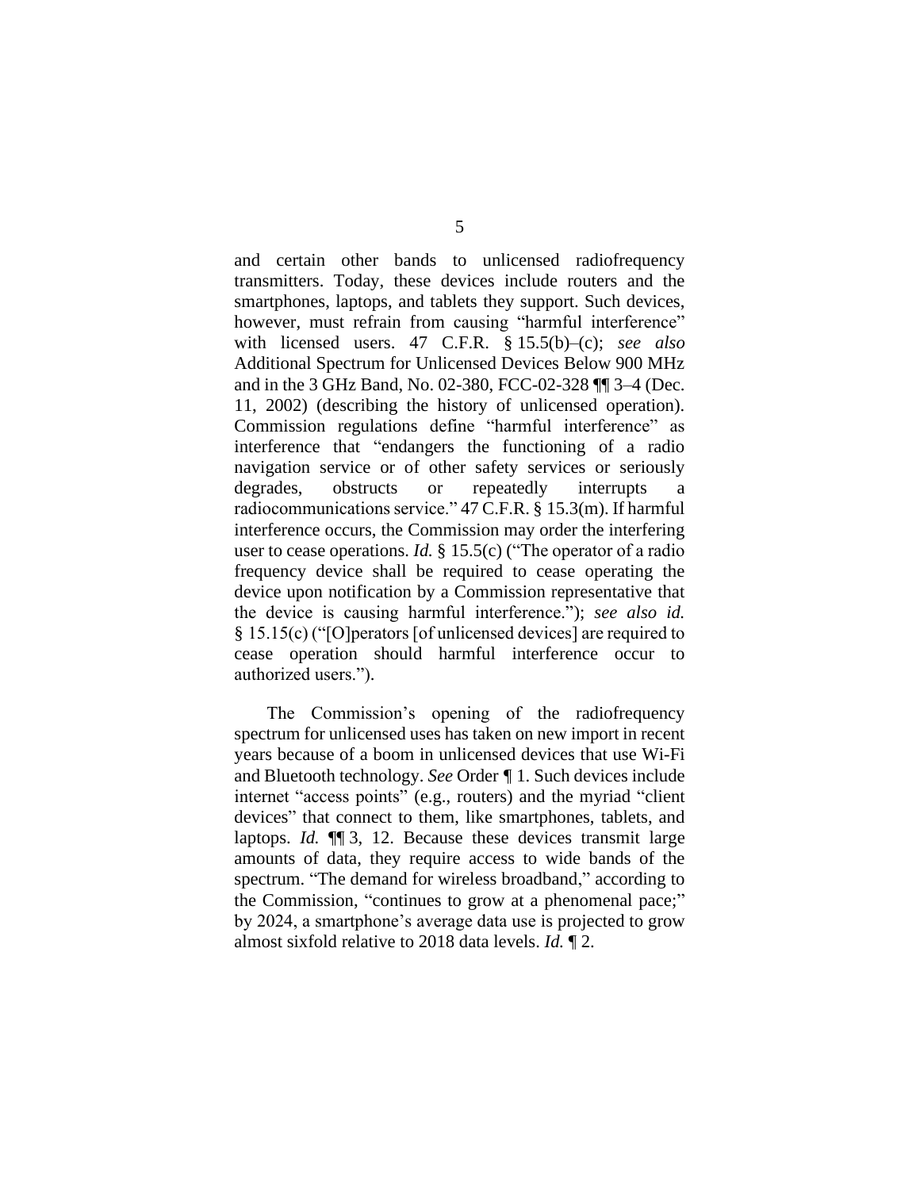and certain other bands to unlicensed radiofrequency transmitters. Today, these devices include routers and the smartphones, laptops, and tablets they support. Such devices, however, must refrain from causing "harmful interference" with licensed users. 47 C.F.R. § 15.5(b)–(c); *see also* Additional Spectrum for Unlicensed Devices Below 900 MHz and in the 3 GHz Band, No. 02-380, FCC-02-328 ¶¶ 3–4 (Dec. 11, 2002) (describing the history of unlicensed operation). Commission regulations define "harmful interference" as interference that "endangers the functioning of a radio navigation service or of other safety services or seriously degrades, obstructs or repeatedly interrupts a radiocommunications service." 47 C.F.R. § 15.3(m). If harmful interference occurs, the Commission may order the interfering user to cease operations. *Id.* § 15.5(c) ("The operator of a radio frequency device shall be required to cease operating the device upon notification by a Commission representative that the device is causing harmful interference."); *see also id.* § 15.15(c) ("[O]perators [of unlicensed devices] are required to cease operation should harmful interference occur to authorized users.").

The Commission's opening of the radiofrequency spectrum for unlicensed uses has taken on new import in recent years because of a boom in unlicensed devices that use Wi-Fi and Bluetooth technology. *See* Order ¶ 1. Such devices include internet "access points" (e.g., routers) and the myriad "client devices" that connect to them, like smartphones, tablets, and laptops. *Id.* ¶¶ 3, 12. Because these devices transmit large amounts of data, they require access to wide bands of the spectrum. "The demand for wireless broadband," according to the Commission, "continues to grow at a phenomenal pace;" by 2024, a smartphone's average data use is projected to grow almost sixfold relative to 2018 data levels. *Id.* ¶ 2.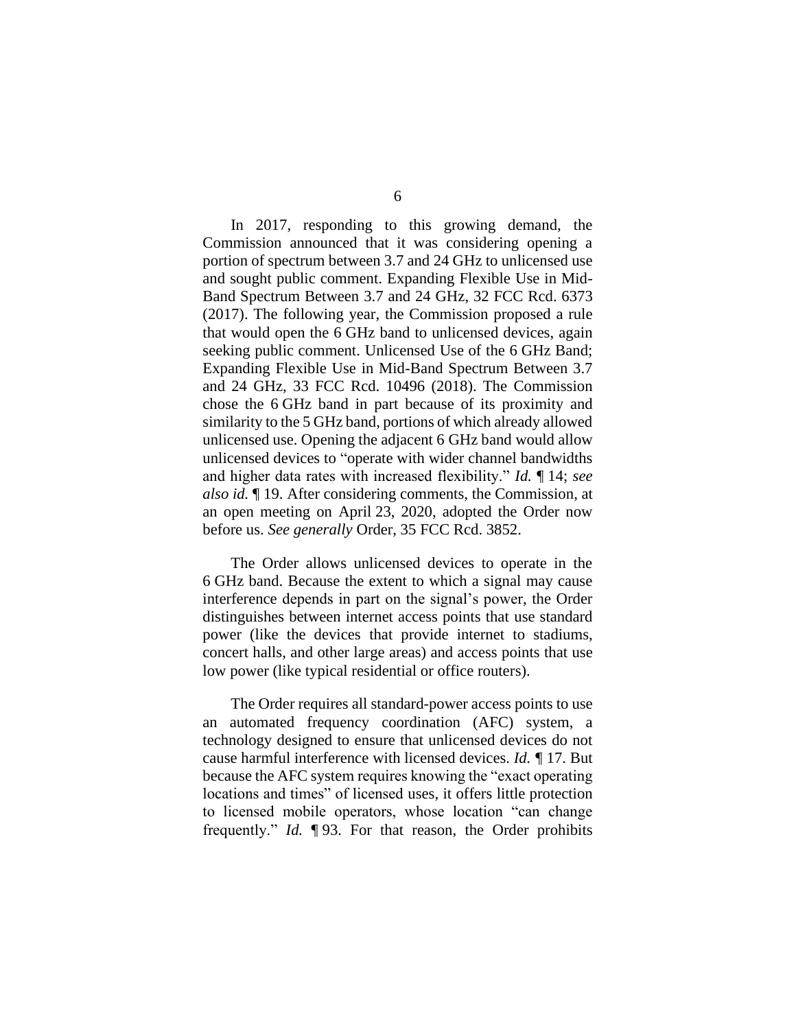In 2017, responding to this growing demand, the Commission announced that it was considering opening a portion of spectrum between 3.7 and 24 GHz to unlicensed use and sought public comment. Expanding Flexible Use in Mid-Band Spectrum Between 3.7 and 24 GHz, 32 FCC Rcd. 6373 (2017). The following year, the Commission proposed a rule that would open the 6 GHz band to unlicensed devices, again seeking public comment. Unlicensed Use of the 6 GHz Band; Expanding Flexible Use in Mid-Band Spectrum Between 3.7 and 24 GHz, 33 FCC Rcd. 10496 (2018). The Commission chose the 6 GHz band in part because of its proximity and similarity to the 5 GHz band, portions of which already allowed unlicensed use. Opening the adjacent 6 GHz band would allow unlicensed devices to "operate with wider channel bandwidths and higher data rates with increased flexibility." *Id.* ¶ 14; *see also id.* ¶ 19. After considering comments, the Commission, at an open meeting on April 23, 2020, adopted the Order now before us. *See generally* Order, 35 FCC Rcd. 3852.

The Order allows unlicensed devices to operate in the 6 GHz band. Because the extent to which a signal may cause interference depends in part on the signal's power, the Order distinguishes between internet access points that use standard power (like the devices that provide internet to stadiums, concert halls, and other large areas) and access points that use low power (like typical residential or office routers).

The Order requires all standard-power access points to use an automated frequency coordination (AFC) system, a technology designed to ensure that unlicensed devices do not cause harmful interference with licensed devices. *Id.* ¶ 17. But because the AFC system requires knowing the "exact operating locations and times" of licensed uses, it offers little protection to licensed mobile operators, whose location "can change frequently." *Id.* ¶ 93. For that reason, the Order prohibits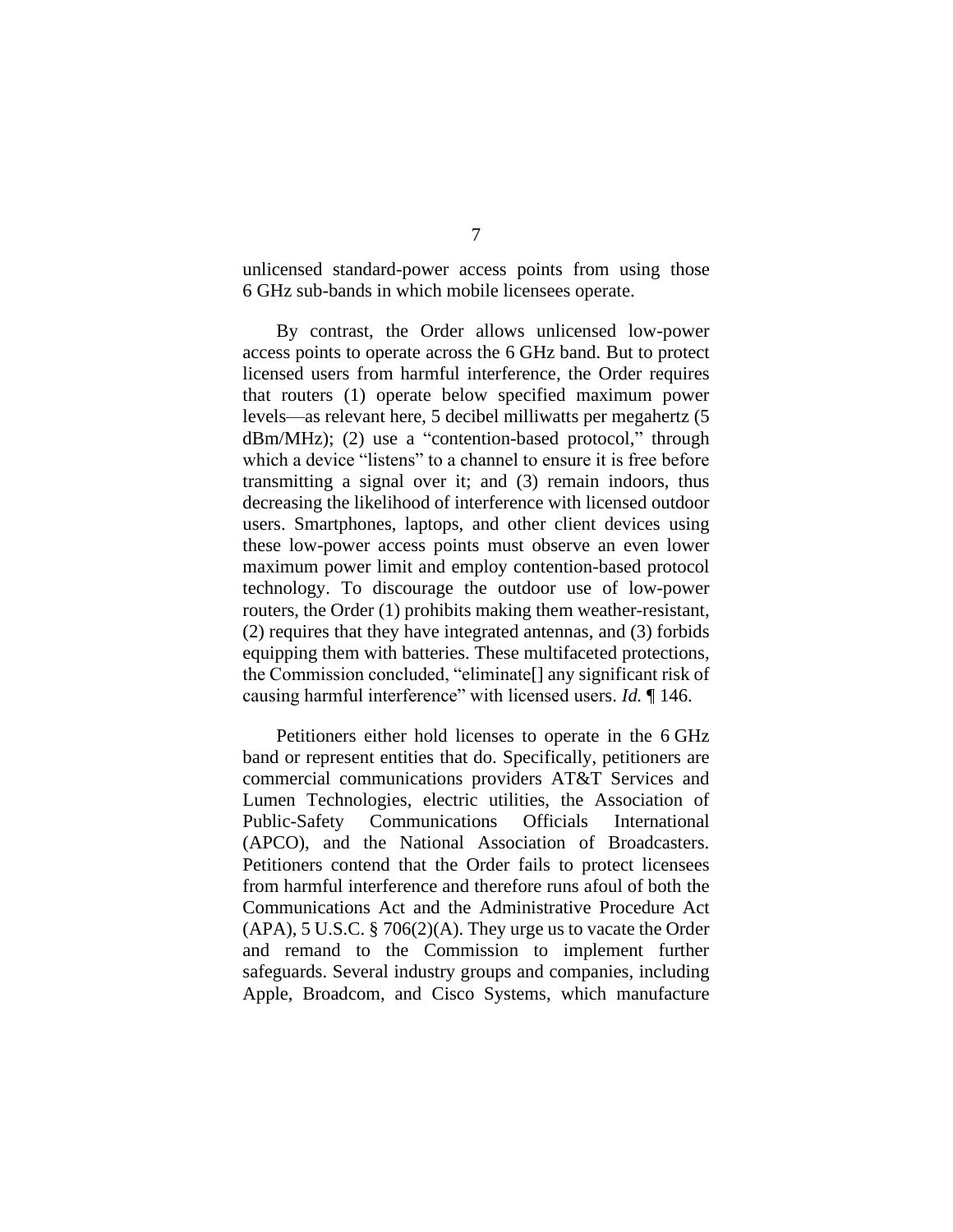unlicensed standard-power access points from using those 6 GHz sub-bands in which mobile licensees operate.

By contrast, the Order allows unlicensed low-power access points to operate across the 6 GHz band. But to protect licensed users from harmful interference, the Order requires that routers (1) operate below specified maximum power levels—as relevant here, 5 decibel milliwatts per megahertz (5 dBm/MHz); (2) use a "contention-based protocol," through which a device "listens" to a channel to ensure it is free before transmitting a signal over it; and (3) remain indoors, thus decreasing the likelihood of interference with licensed outdoor users. Smartphones, laptops, and other client devices using these low-power access points must observe an even lower maximum power limit and employ contention-based protocol technology. To discourage the outdoor use of low-power routers, the Order (1) prohibits making them weather-resistant, (2) requires that they have integrated antennas, and (3) forbids equipping them with batteries. These multifaceted protections, the Commission concluded, "eliminate[] any significant risk of causing harmful interference" with licensed users. *Id.* ¶ 146.

Petitioners either hold licenses to operate in the 6 GHz band or represent entities that do. Specifically, petitioners are commercial communications providers AT&T Services and Lumen Technologies, electric utilities, the Association of Public-Safety Communications Officials International (APCO), and the National Association of Broadcasters. Petitioners contend that the Order fails to protect licensees from harmful interference and therefore runs afoul of both the Communications Act and the Administrative Procedure Act (APA), 5 U.S.C. § 706(2)(A). They urge us to vacate the Order and remand to the Commission to implement further safeguards. Several industry groups and companies, including Apple, Broadcom, and Cisco Systems, which manufacture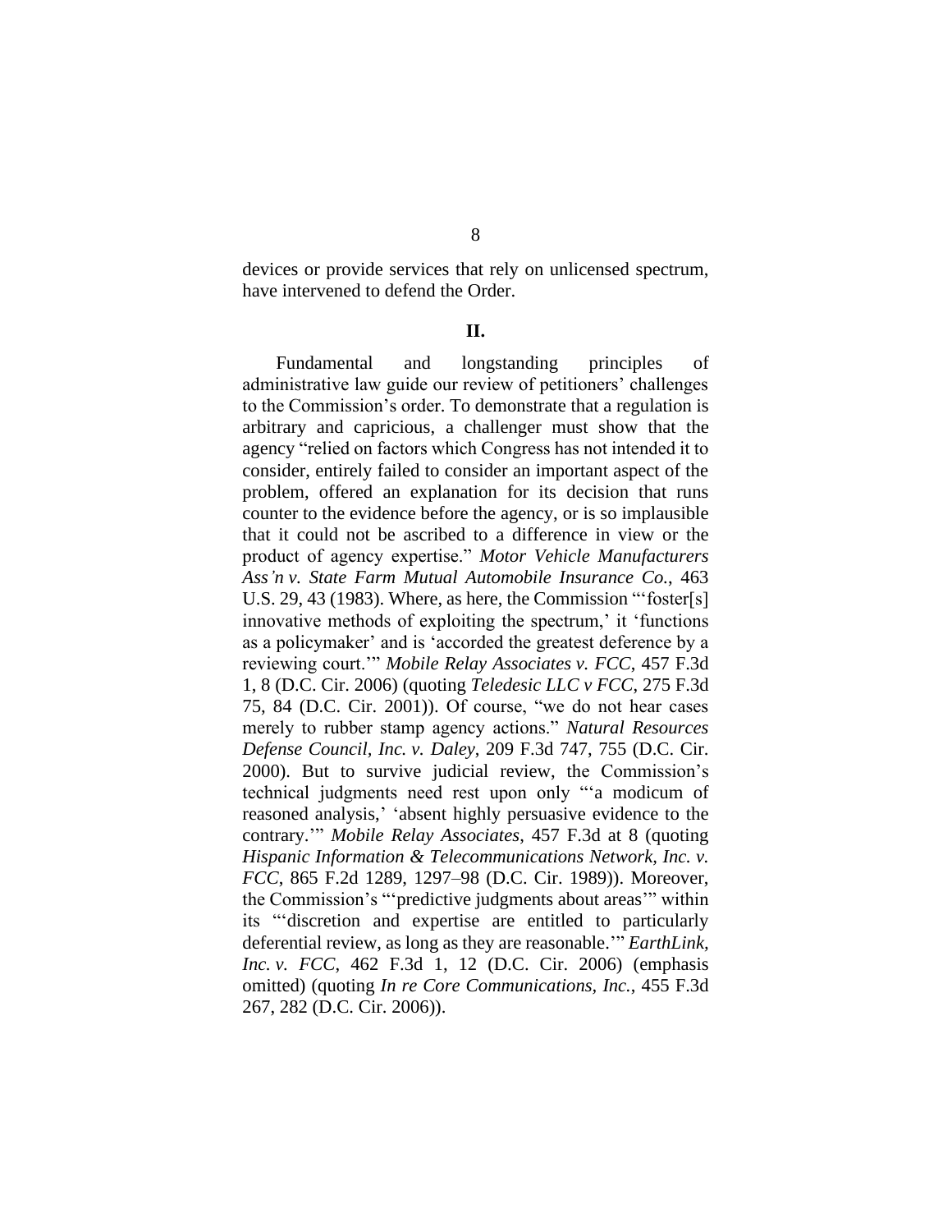devices or provide services that rely on unlicensed spectrum, have intervened to defend the Order.

## II.

Fundamental and longstanding principles of administrative law guide our review of petitioners' challenges to the Commission's order. To demonstrate that a regulation is arbitrary and capricious, a challenger must show that the agency "relied on factors which Congress has not intended it to consider, entirely failed to consider an important aspect of the problem, offered an explanation for its decision that runs counter to the evidence before the agency, or is so implausible that it could not be ascribed to a difference in view or the product of agency expertise." *Motor Vehicle Manufacturers Ass'n v. State Farm Mutual Automobile Insurance Co.*, 463 U.S. 29, 43 (1983). Where, as here, the Commission "'foster[s] innovative methods of exploiting the spectrum,' it 'functions as a policymaker' and is 'accorded the greatest deference by a reviewing court.'" *Mobile Relay Associates v. FCC*, 457 F.3d 1, 8 (D.C. Cir. 2006) (quoting *Teledesic LLC v FCC*, 275 F.3d 75, 84 (D.C. Cir. 2001)). Of course, "we do not hear cases merely to rubber stamp agency actions." *Natural Resources Defense Council, Inc. v. Daley*, 209 F.3d 747, 755 (D.C. Cir. 2000). But to survive judicial review, the Commission's technical judgments need rest upon only "'a modicum of reasoned analysis,' 'absent highly persuasive evidence to the contrary.'" *Mobile Relay Associates*, 457 F.3d at 8 (quoting *Hispanic Information & Telecommunications Network, Inc. v. FCC*, 865 F.2d 1289, 1297–98 (D.C. Cir. 1989)). Moreover, the Commission's "'predictive judgments about areas'" within its "'discretion and expertise are entitled to particularly deferential review, as long as they are reasonable.'" *EarthLink, Inc. v. FCC*, 462 F.3d 1, 12 (D.C. Cir. 2006) (emphasis omitted) (quoting *In re Core Communications, Inc.*, 455 F.3d 267, 282 (D.C. Cir. 2006)).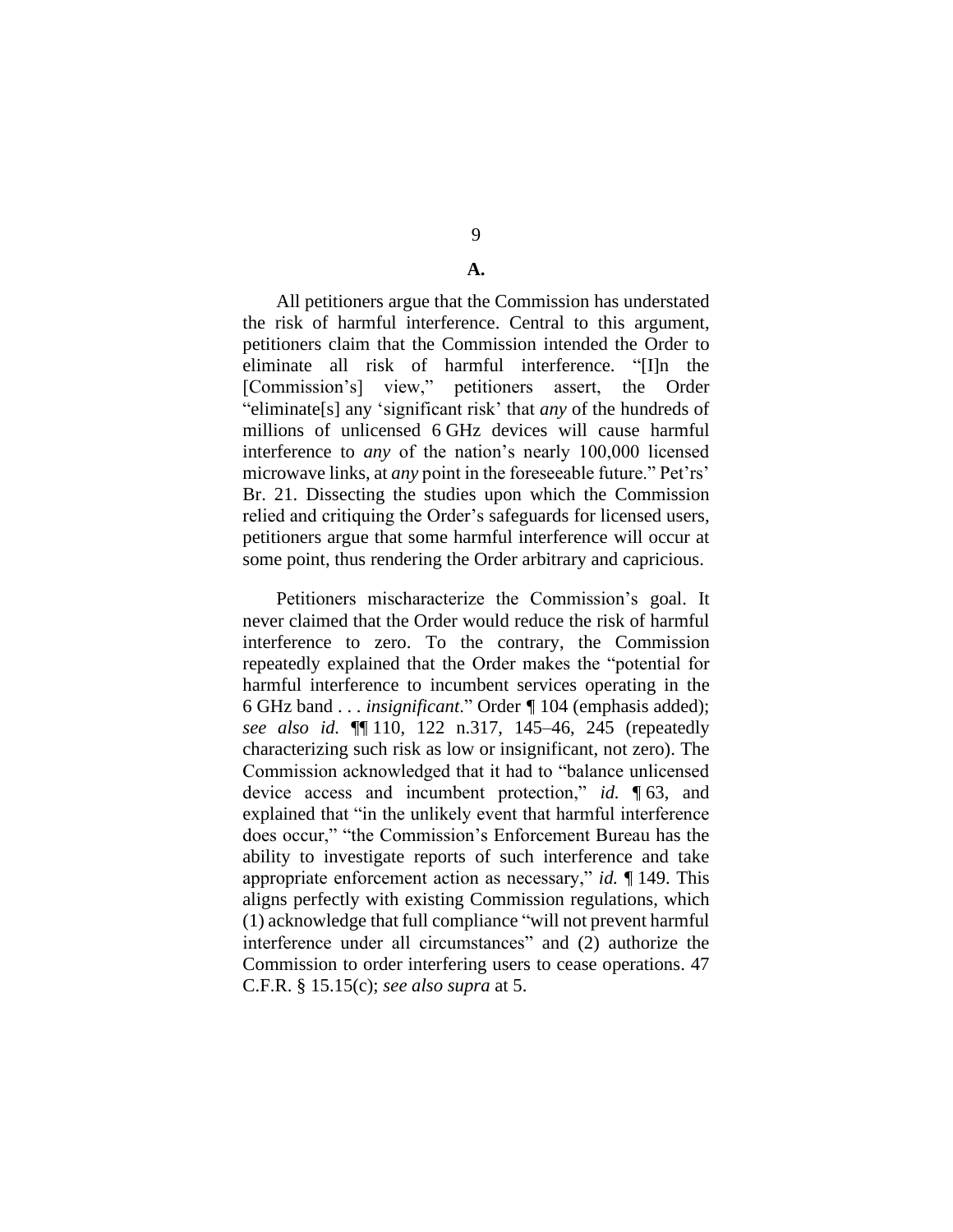## A.

All petitioners argue that the Commission has understated the risk of harmful interference. Central to this argument, petitioners claim that the Commission intended the Order to eliminate all risk of harmful interference. "[I]n the [Commission's] view," petitioners assert, the Order "eliminate[s] any 'significant risk' that *any* of the hundreds of millions of unlicensed 6 GHz devices will cause harmful interference to *any* of the nation's nearly 100,000 licensed microwave links, at *any* point in the foreseeable future." Pet'rs' Br. 21. Dissecting the studies upon which the Commission relied and critiquing the Order's safeguards for licensed users, petitioners argue that some harmful interference will occur at some point, thus rendering the Order arbitrary and capricious.

Petitioners mischaracterize the Commission's goal. It never claimed that the Order would reduce the risk of harmful interference to zero. To the contrary, the Commission repeatedly explained that the Order makes the "potential for harmful interference to incumbent services operating in the 6 GHz band . . . *insignificant*." Order ¶ 104 (emphasis added); *see also id.* ¶¶ 110, 122 n.317, 145–46, 245 (repeatedly characterizing such risk as low or insignificant, not zero). The Commission acknowledged that it had to "balance unlicensed device access and incumbent protection," *id.* ¶ 63, and explained that "in the unlikely event that harmful interference does occur," "the Commission's Enforcement Bureau has the ability to investigate reports of such interference and take appropriate enforcement action as necessary," *id.* ¶ 149. This aligns perfectly with existing Commission regulations, which (1) acknowledge that full compliance "will not prevent harmful interference under all circumstances" and (2) authorize the Commission to order interfering users to cease operations. 47 C.F.R. § 15.15(c); *see also supra* at 5.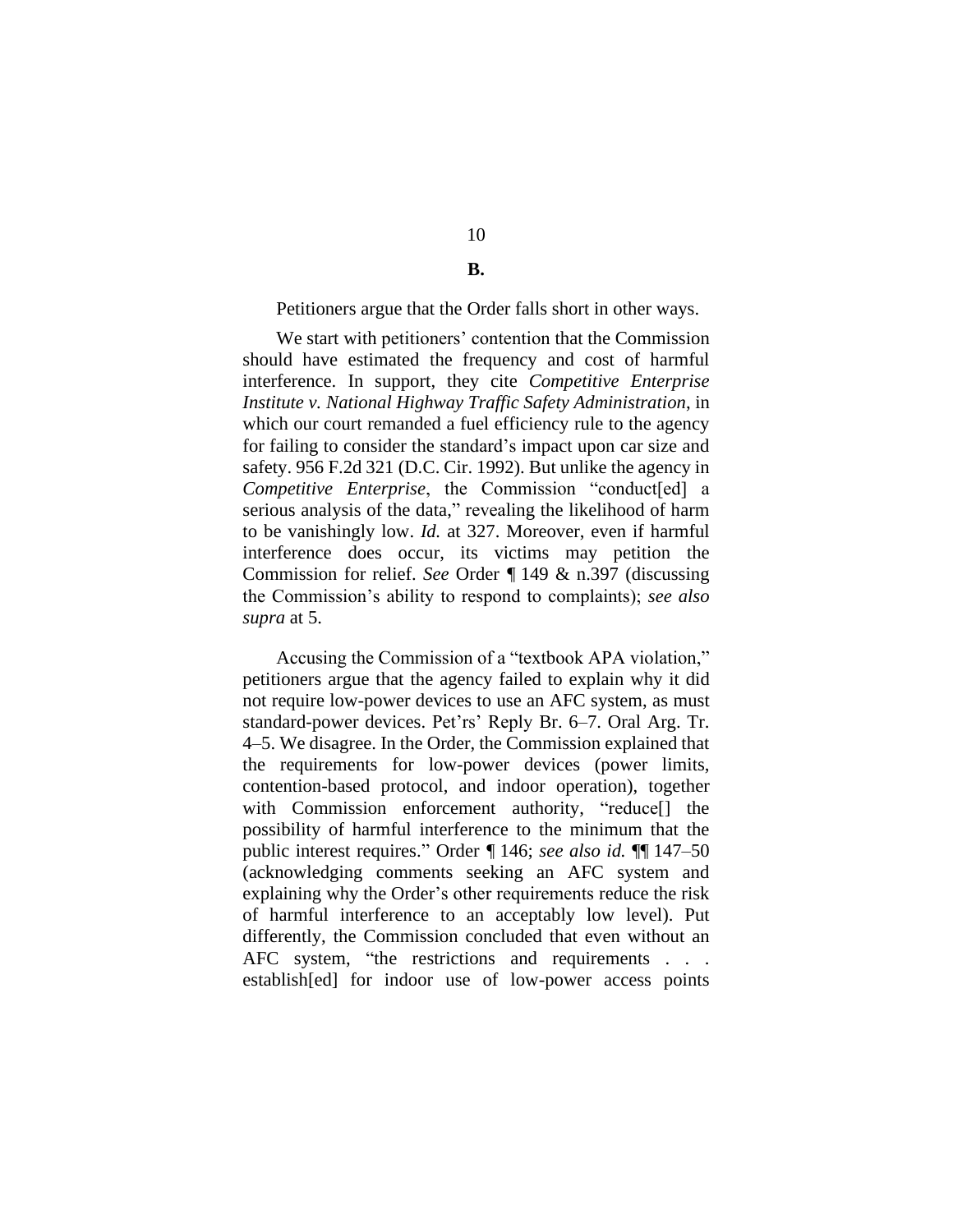**B.**

Petitioners argue that the Order falls short in other ways.

We start with petitioners' contention that the Commission should have estimated the frequency and cost of harmful interference. In support, they cite *Competitive Enterprise Institute v. National Highway Traffic Safety Administration*, in which our court remanded a fuel efficiency rule to the agency for failing to consider the standard's impact upon car size and safety. 956 F.2d 321 (D.C. Cir. 1992). But unlike the agency in *Competitive Enterprise*, the Commission "conduct[ed] a serious analysis of the data," revealing the likelihood of harm to be vanishingly low. *Id.* at 327. Moreover, even if harmful interference does occur, its victims may petition the Commission for relief. *See* Order ¶ 149 & n.397 (discussing the Commission's ability to respond to complaints); *see also supra* at 5.

Accusing the Commission of a "textbook APA violation," petitioners argue that the agency failed to explain why it did not require low-power devices to use an AFC system, as must standard-power devices. Pet'rs' Reply Br. 6–7. Oral Arg. Tr. 4–5. We disagree. In the Order, the Commission explained that the requirements for low-power devices (power limits, contention-based protocol, and indoor operation), together with Commission enforcement authority, "reduce[] the possibility of harmful interference to the minimum that the public interest requires." Order ¶ 146; *see also id.* ¶¶ 147–50 (acknowledging comments seeking an AFC system and explaining why the Order's other requirements reduce the risk of harmful interference to an acceptably low level). Put differently, the Commission concluded that even without an AFC system, "the restrictions and requirements . . . establish[ed] for indoor use of low-power access points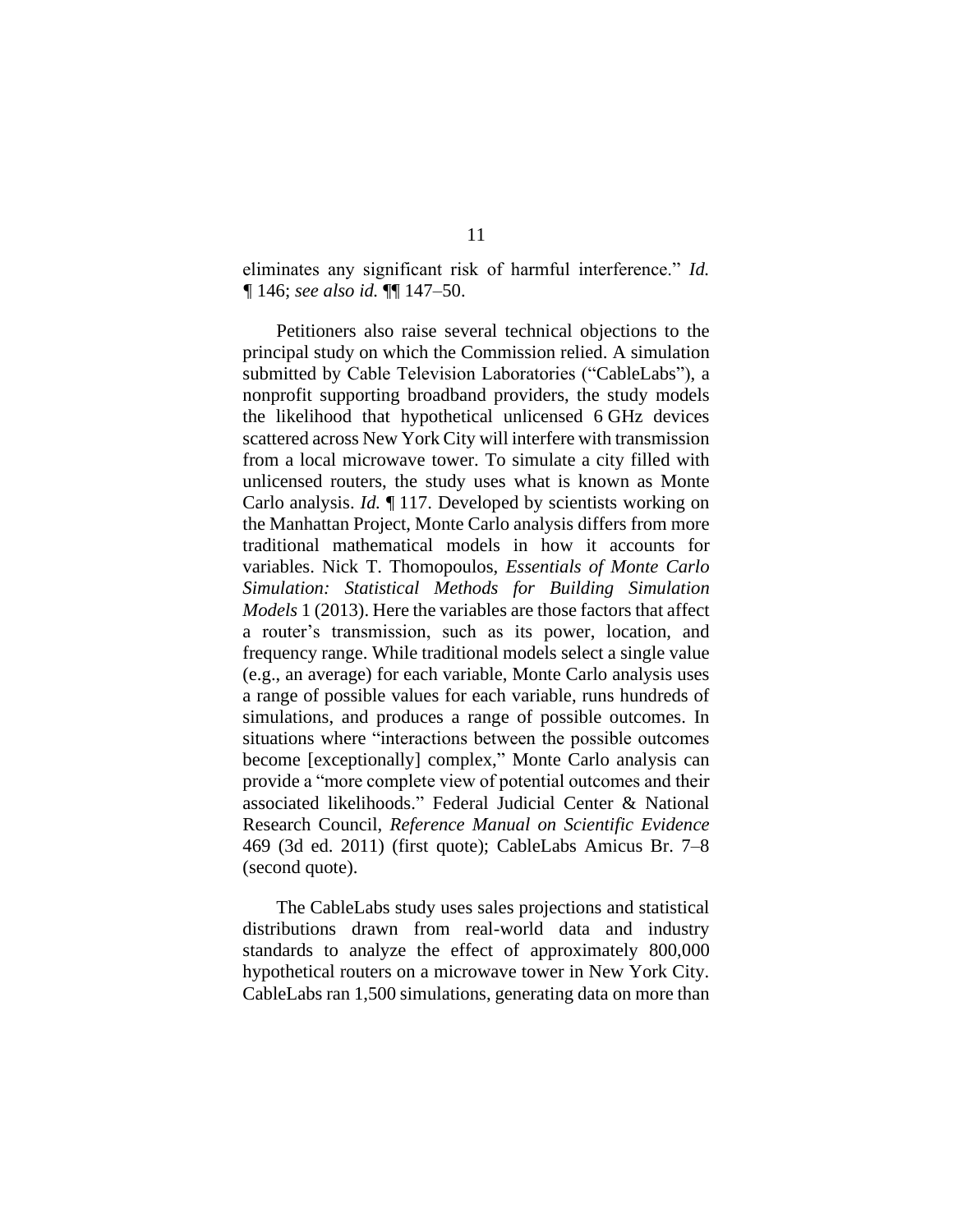eliminates any significant risk of harmful interference." *Id.* ¶ 146; *see also id.* ¶¶ 147–50.

Petitioners also raise several technical objections to the principal study on which the Commission relied. A simulation submitted by Cable Television Laboratories ("CableLabs"), a nonprofit supporting broadband providers, the study models the likelihood that hypothetical unlicensed 6 GHz devices scattered across New York City will interfere with transmission from a local microwave tower. To simulate a city filled with unlicensed routers, the study uses what is known as Monte Carlo analysis. *Id.* ¶ 117. Developed by scientists working on the Manhattan Project, Monte Carlo analysis differs from more traditional mathematical models in how it accounts for variables. Nick T. Thomopoulos, *Essentials of Monte Carlo Simulation: Statistical Methods for Building Simulation Models* 1 (2013). Here the variables are those factors that affect a router's transmission, such as its power, location, and frequency range. While traditional models select a single value (e.g., an average) for each variable, Monte Carlo analysis uses a range of possible values for each variable, runs hundreds of simulations, and produces a range of possible outcomes. In situations where "interactions between the possible outcomes become [exceptionally] complex," Monte Carlo analysis can provide a "more complete view of potential outcomes and their associated likelihoods." Federal Judicial Center & National Research Council, *Reference Manual on Scientific Evidence* 469 (3d ed. 2011) (first quote); CableLabs Amicus Br. 7–8 (second quote).

The CableLabs study uses sales projections and statistical distributions drawn from real-world data and industry standards to analyze the effect of approximately 800,000 hypothetical routers on a microwave tower in New York City. CableLabs ran 1,500 simulations, generating data on more than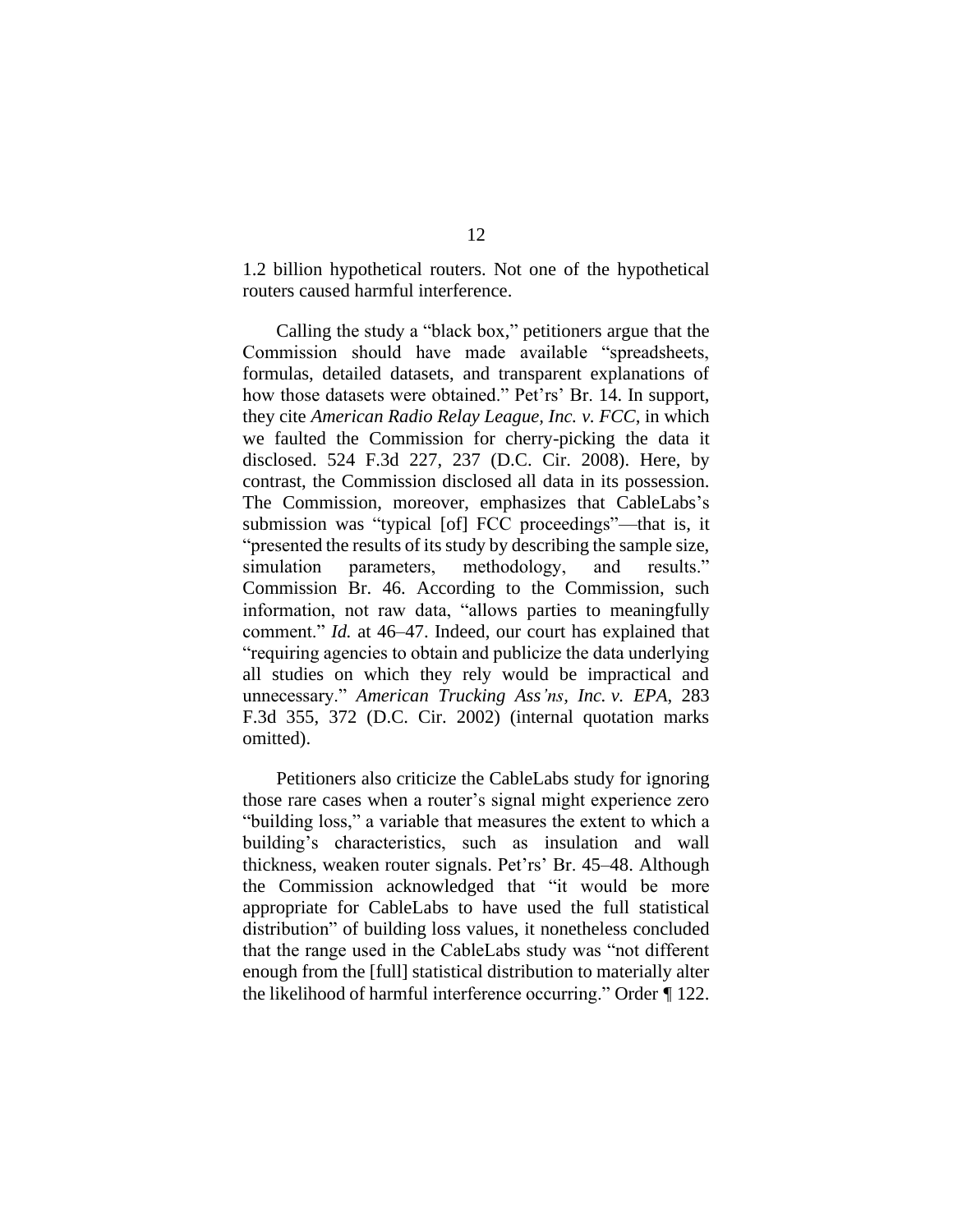1.2 billion hypothetical routers. Not one of the hypothetical routers caused harmful interference.

Calling the study a "black box," petitioners argue that the Commission should have made available "spreadsheets, formulas, detailed datasets, and transparent explanations of how those datasets were obtained." Pet'rs' Br. 14. In support, they cite *American Radio Relay League, Inc. v. FCC*, in which we faulted the Commission for cherry-picking the data it disclosed. 524 F.3d 227, 237 (D.C. Cir. 2008). Here, by contrast, the Commission disclosed all data in its possession. The Commission, moreover, emphasizes that CableLabs's submission was "typical [of] FCC proceedings"—that is, it "presented the results of its study by describing the sample size, simulation parameters, methodology, and results." Commission Br. 46. According to the Commission, such information, not raw data, "allows parties to meaningfully comment." *Id.* at 46–47. Indeed, our court has explained that "requiring agencies to obtain and publicize the data underlying all studies on which they rely would be impractical and unnecessary." *American Trucking Ass'ns, Inc. v. EPA*, 283 F.3d 355, 372 (D.C. Cir. 2002) (internal quotation marks omitted).

Petitioners also criticize the CableLabs study for ignoring those rare cases when a router's signal might experience zero "building loss," a variable that measures the extent to which a building's characteristics, such as insulation and wall thickness, weaken router signals. Pet'rs' Br. 45–48. Although the Commission acknowledged that "it would be more appropriate for CableLabs to have used the full statistical distribution" of building loss values, it nonetheless concluded that the range used in the CableLabs study was "not different enough from the [full] statistical distribution to materially alter the likelihood of harmful interference occurring." Order ¶ 122.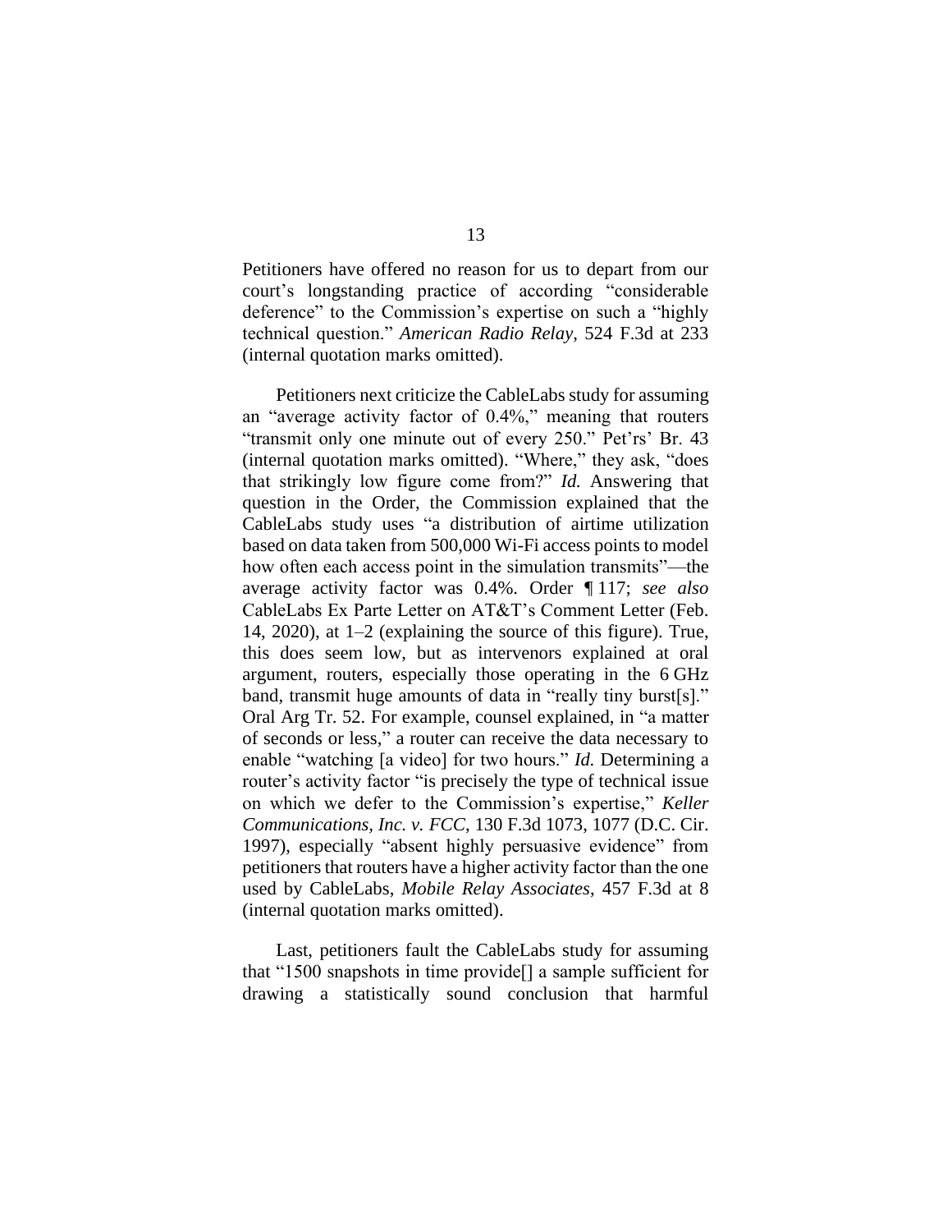Petitioners have offered no reason for us to depart from our court's longstanding practice of according "considerable deference" to the Commission's expertise on such a "highly technical question." *American Radio Relay*, 524 F.3d at 233 (internal quotation marks omitted).

Petitioners next criticize the CableLabs study for assuming an "average activity factor of 0.4%," meaning that routers "transmit only one minute out of every 250." Pet'rs' Br. 43 (internal quotation marks omitted). "Where," they ask, "does that strikingly low figure come from?" *Id.* Answering that question in the Order, the Commission explained that the CableLabs study uses "a distribution of airtime utilization based on data taken from 500,000 Wi-Fi access points to model how often each access point in the simulation transmits"—the average activity factor was 0.4%. Order ¶ 117; *see also* CableLabs Ex Parte Letter on AT&T's Comment Letter (Feb. 14, 2020), at 1–2 (explaining the source of this figure). True, this does seem low, but as intervenors explained at oral argument, routers, especially those operating in the 6 GHz band, transmit huge amounts of data in "really tiny burst[s]." Oral Arg Tr. 52. For example, counsel explained, in "a matter of seconds or less," a router can receive the data necessary to enable "watching [a video] for two hours." *Id.* Determining a router's activity factor "is precisely the type of technical issue on which we defer to the Commission's expertise," *Keller Communications, Inc. v. FCC*, 130 F.3d 1073, 1077 (D.C. Cir. 1997), especially "absent highly persuasive evidence" from petitioners that routers have a higher activity factor than the one used by CableLabs, *Mobile Relay Associates*, 457 F.3d at 8 (internal quotation marks omitted).

Last, petitioners fault the CableLabs study for assuming that "1500 snapshots in time provide[] a sample sufficient for drawing a statistically sound conclusion that harmful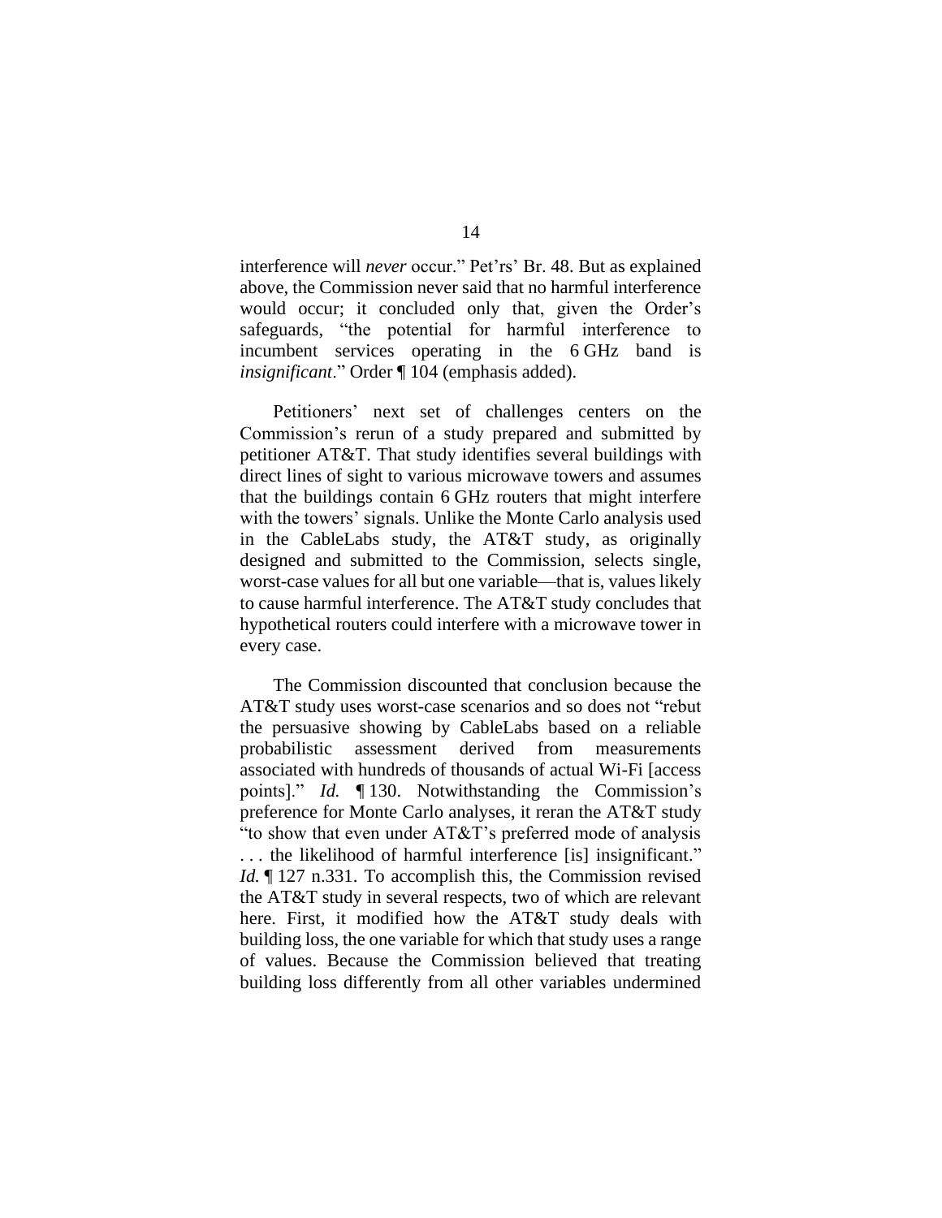interference will *never* occur." Pet'rs' Br. 48. But as explained above, the Commission never said that no harmful interference would occur; it concluded only that, given the Order's safeguards, "the potential for harmful interference to incumbent services operating in the 6 GHz band is *insignificant*." Order ¶ 104 (emphasis added).

Petitioners' next set of challenges centers on the Commission's rerun of a study prepared and submitted by petitioner AT&T. That study identifies several buildings with direct lines of sight to various microwave towers and assumes that the buildings contain 6 GHz routers that might interfere with the towers' signals. Unlike the Monte Carlo analysis used in the CableLabs study, the AT&T study, as originally designed and submitted to the Commission, selects single, worst-case values for all but one variable—that is, values likely to cause harmful interference. The AT&T study concludes that hypothetical routers could interfere with a microwave tower in every case.

The Commission discounted that conclusion because the AT&T study uses worst-case scenarios and so does not "rebut the persuasive showing by CableLabs based on a reliable probabilistic assessment derived from measurements associated with hundreds of thousands of actual Wi-Fi [access points]." *Id.* ¶ 130. Notwithstanding the Commission's preference for Monte Carlo analyses, it reran the AT&T study "to show that even under AT&T's preferred mode of analysis . . . the likelihood of harmful interference [is] insignificant." *Id.* ¶ 127 n.331. To accomplish this, the Commission revised the AT&T study in several respects, two of which are relevant here. First, it modified how the AT&T study deals with building loss, the one variable for which that study uses a range of values. Because the Commission believed that treating building loss differently from all other variables undermined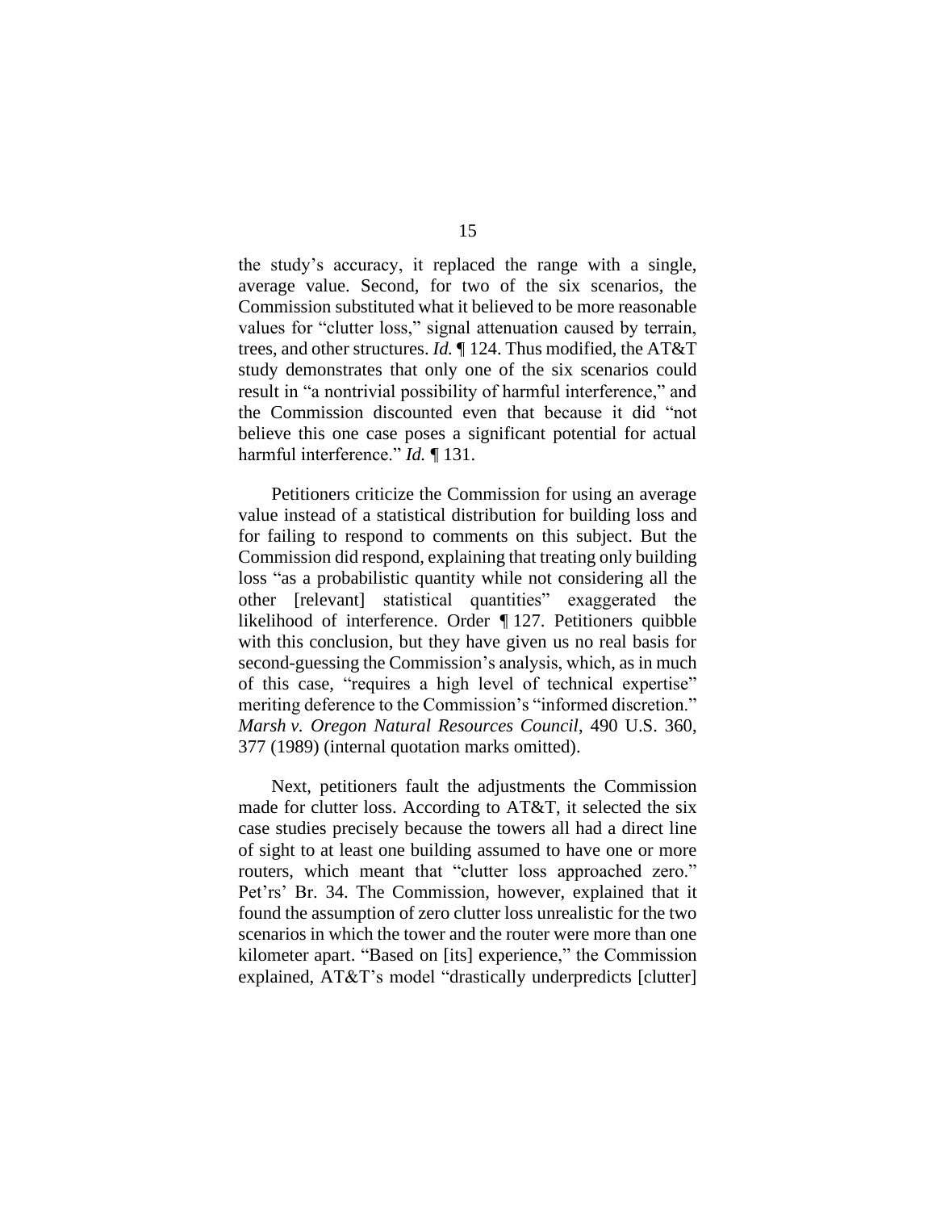the study's accuracy, it replaced the range with a single, average value. Second, for two of the six scenarios, the Commission substituted what it believed to be more reasonable values for "clutter loss," signal attenuation caused by terrain, trees, and other structures. *Id.* ¶ 124. Thus modified, the AT&T study demonstrates that only one of the six scenarios could result in "a nontrivial possibility of harmful interference," and the Commission discounted even that because it did "not believe this one case poses a significant potential for actual harmful interference." *Id.* ¶ 131.

Petitioners criticize the Commission for using an average value instead of a statistical distribution for building loss and for failing to respond to comments on this subject. But the Commission did respond, explaining that treating only building loss "as a probabilistic quantity while not considering all the other [relevant] statistical quantities" exaggerated the likelihood of interference. Order ¶ 127. Petitioners quibble with this conclusion, but they have given us no real basis for second-guessing the Commission's analysis, which, as in much of this case, "requires a high level of technical expertise" meriting deference to the Commission's "informed discretion." *Marsh v. Oregon Natural Resources Council*, 490 U.S. 360, 377 (1989) (internal quotation marks omitted).

Next, petitioners fault the adjustments the Commission made for clutter loss. According to AT&T, it selected the six case studies precisely because the towers all had a direct line of sight to at least one building assumed to have one or more routers, which meant that "clutter loss approached zero." Pet'rs' Br. 34. The Commission, however, explained that it found the assumption of zero clutter loss unrealistic for the two scenarios in which the tower and the router were more than one kilometer apart. "Based on [its] experience," the Commission explained, AT&T's model "drastically underpredicts [clutter]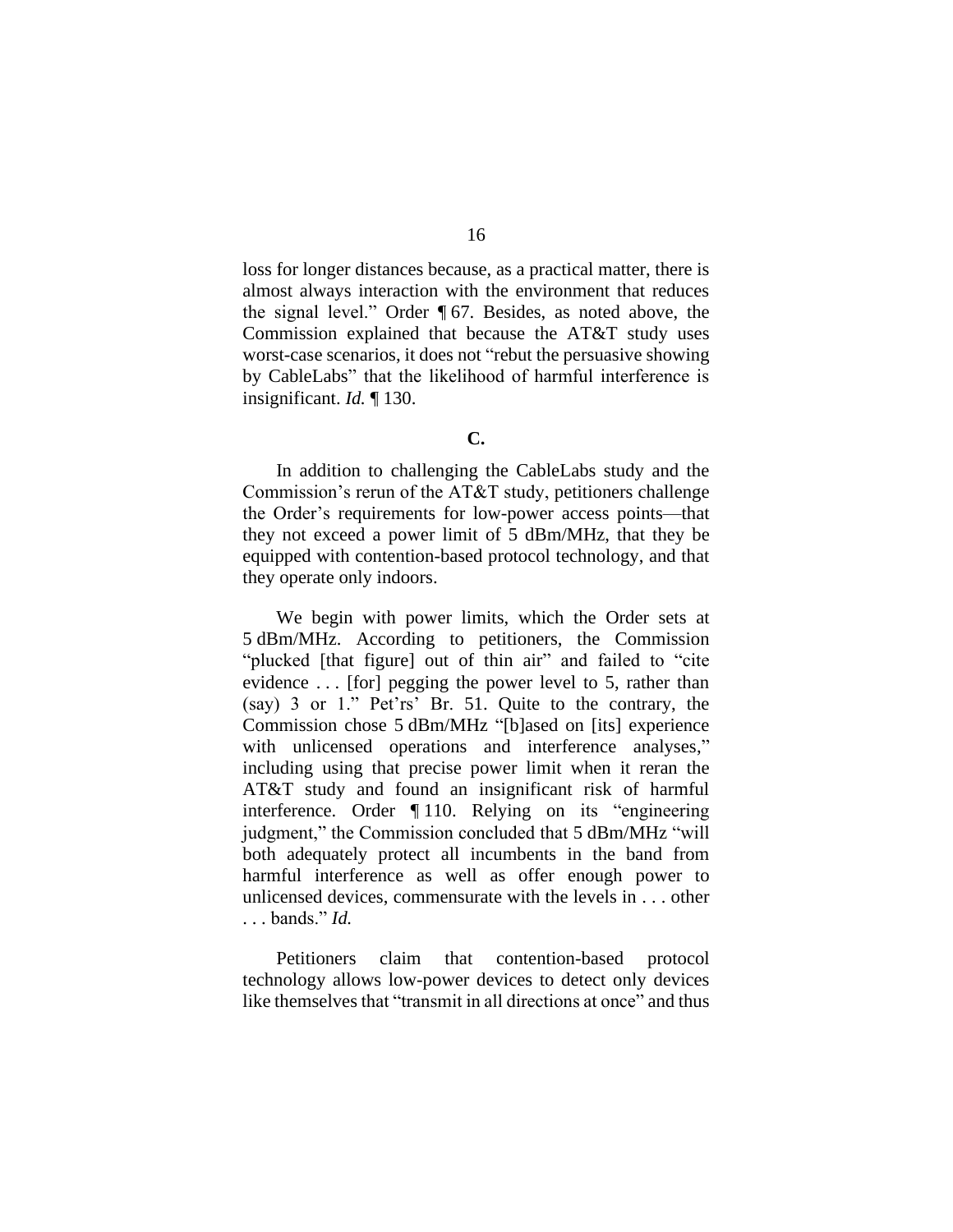loss for longer distances because, as a practical matter, there is almost always interaction with the environment that reduces the signal level." Order ¶ 67. Besides, as noted above, the Commission explained that because the AT&T study uses worst-case scenarios, it does not "rebut the persuasive showing by CableLabs" that the likelihood of harmful interference is insignificant. *Id.* ¶ 130.

**C.**

In addition to challenging the CableLabs study and the Commission's rerun of the AT&T study, petitioners challenge the Order's requirements for low-power access points—that they not exceed a power limit of 5 dBm/MHz, that they be equipped with contention-based protocol technology, and that they operate only indoors.

We begin with power limits, which the Order sets at 5 dBm/MHz. According to petitioners, the Commission "plucked [that figure] out of thin air" and failed to "cite evidence . . . [for] pegging the power level to 5, rather than (say) 3 or 1." Pet'rs' Br. 51. Quite to the contrary, the Commission chose 5 dBm/MHz "[b]ased on [its] experience with unlicensed operations and interference analyses," including using that precise power limit when it reran the AT&T study and found an insignificant risk of harmful interference. Order ¶ 110. Relying on its "engineering judgment," the Commission concluded that 5 dBm/MHz "will both adequately protect all incumbents in the band from harmful interference as well as offer enough power to unlicensed devices, commensurate with the levels in . . . other . . . bands." *Id.*

Petitioners claim that contention-based protocol technology allows low-power devices to detect only devices like themselves that "transmit in all directions at once" and thus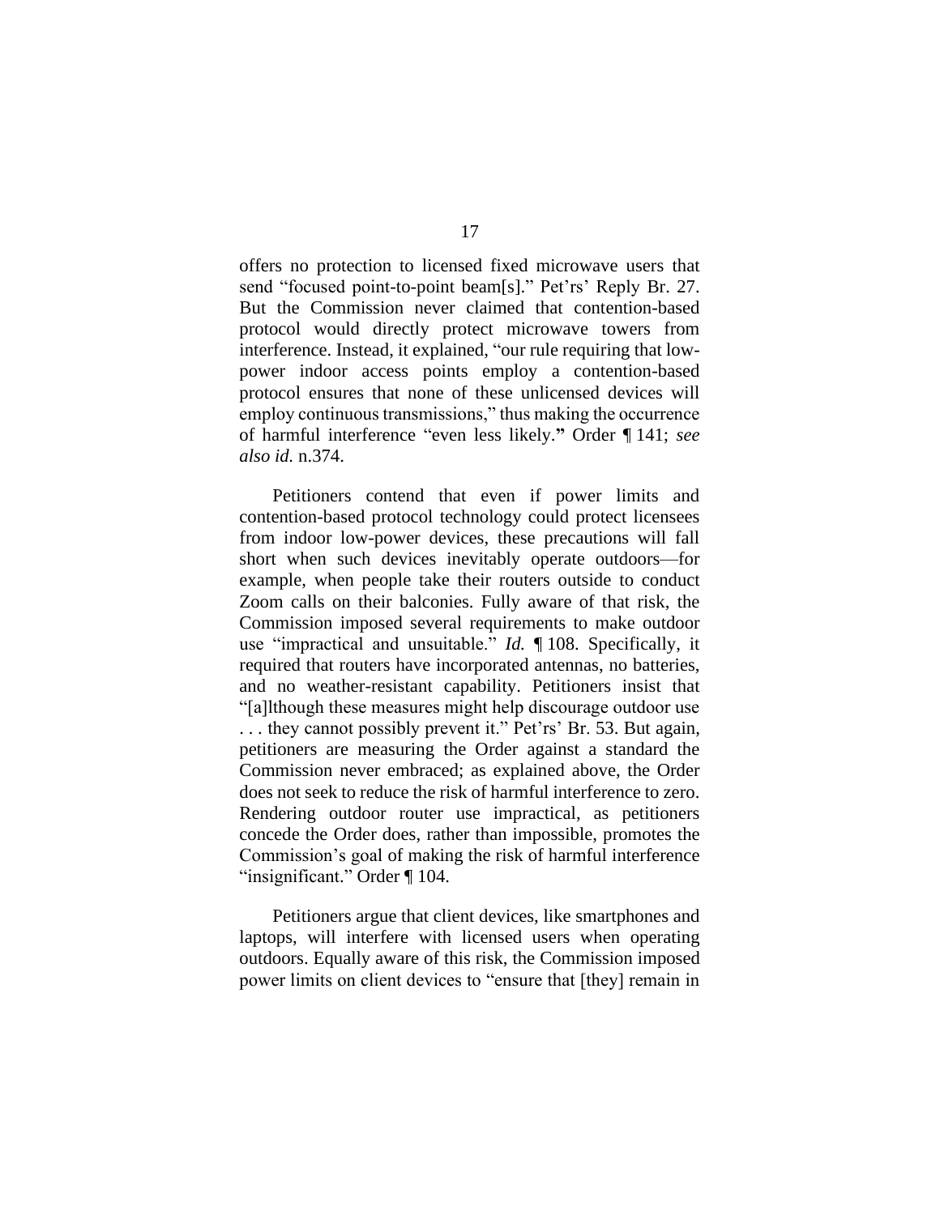offers no protection to licensed fixed microwave users that send "focused point-to-point beam[s]." Pet'rs' Reply Br. 27. But the Commission never claimed that contention-based protocol would directly protect microwave towers from interference. Instead, it explained, "our rule requiring that low-power indoor access points employ a contention-based protocol ensures that none of these unlicensed devices will employ continuous transmissions," thus making the occurrence of harmful interference "even less likely." Order ¶ 141; *see also id.* n.374.

Petitioners contend that even if power limits and contention-based protocol technology could protect licensees from indoor low-power devices, these precautions will fall short when such devices inevitably operate outdoors—for example, when people take their routers outside to conduct Zoom calls on their balconies. Fully aware of that risk, the Commission imposed several requirements to make outdoor use "impractical and unsuitable." *Id.* ¶ 108. Specifically, it required that routers have incorporated antennas, no batteries, and no weather-resistant capability. Petitioners insist that "[a]lthough these measures might help discourage outdoor use . . . they cannot possibly prevent it." Pet'rs' Br. 53. But again, petitioners are measuring the Order against a standard the Commission never embraced; as explained above, the Order does not seek to reduce the risk of harmful interference to zero. Rendering outdoor router use impractical, as petitioners concede the Order does, rather than impossible, promotes the Commission's goal of making the risk of harmful interference "insignificant." Order ¶ 104.

Petitioners argue that client devices, like smartphones and laptops, will interfere with licensed users when operating outdoors. Equally aware of this risk, the Commission imposed power limits on client devices to "ensure that [they] remain in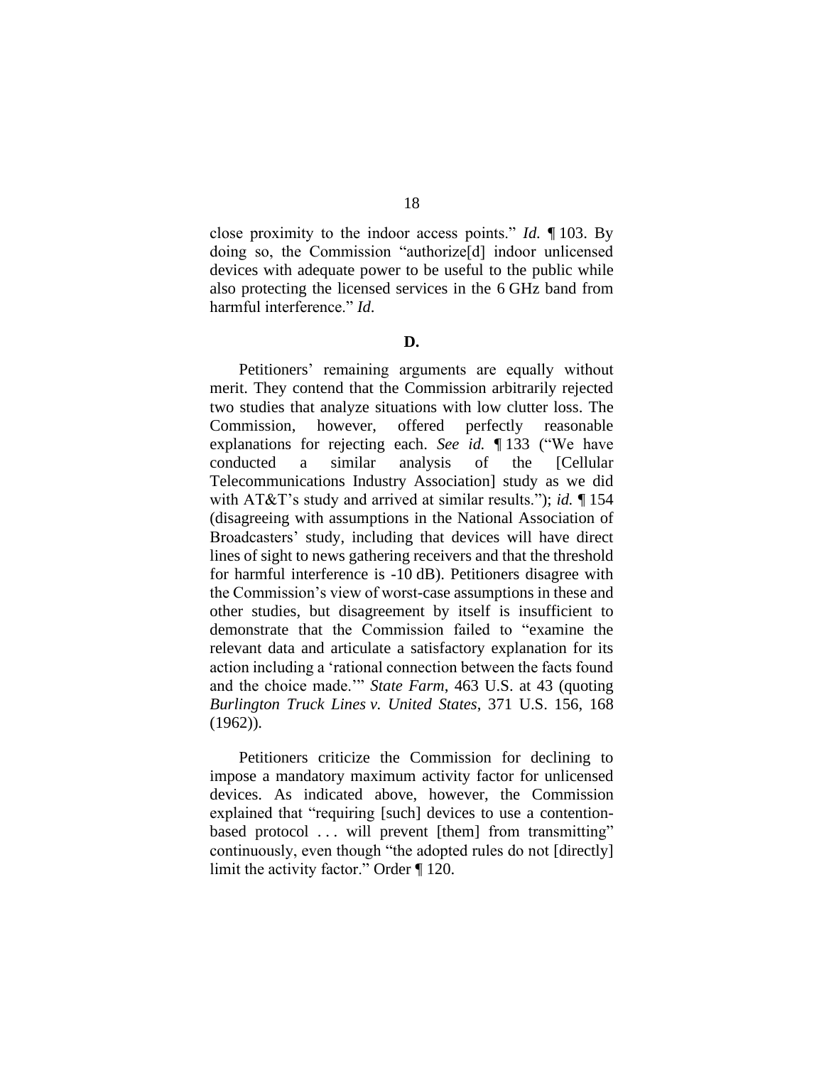close proximity to the indoor access points." *Id.* ¶ 103. By doing so, the Commission "authorize[d] indoor unlicensed devices with adequate power to be useful to the public while also protecting the licensed services in the 6 GHz band from harmful interference." *Id.*

**D.**

Petitioners' remaining arguments are equally without merit. They contend that the Commission arbitrarily rejected two studies that analyze situations with low clutter loss. The Commission, however, offered perfectly reasonable explanations for rejecting each. *See id.* ¶ 133 ("We have conducted a similar analysis of the [Cellular Telecommunications Industry Association] study as we did with AT&T's study and arrived at similar results."); *id.* ¶ 154 (disagreeing with assumptions in the National Association of Broadcasters' study, including that devices will have direct lines of sight to news gathering receivers and that the threshold for harmful interference is -10 dB). Petitioners disagree with the Commission's view of worst-case assumptions in these and other studies, but disagreement by itself is insufficient to demonstrate that the Commission failed to "examine the relevant data and articulate a satisfactory explanation for its action including a 'rational connection between the facts found and the choice made.'" *State Farm*, 463 U.S. at 43 (quoting *Burlington Truck Lines v. United States*, 371 U.S. 156, 168 (1962)).

Petitioners criticize the Commission for declining to impose a mandatory maximum activity factor for unlicensed devices. As indicated above, however, the Commission explained that "requiring [such] devices to use a contention-based protocol . . . will prevent [them] from transmitting" continuously, even though "the adopted rules do not [directly] limit the activity factor." Order ¶ 120.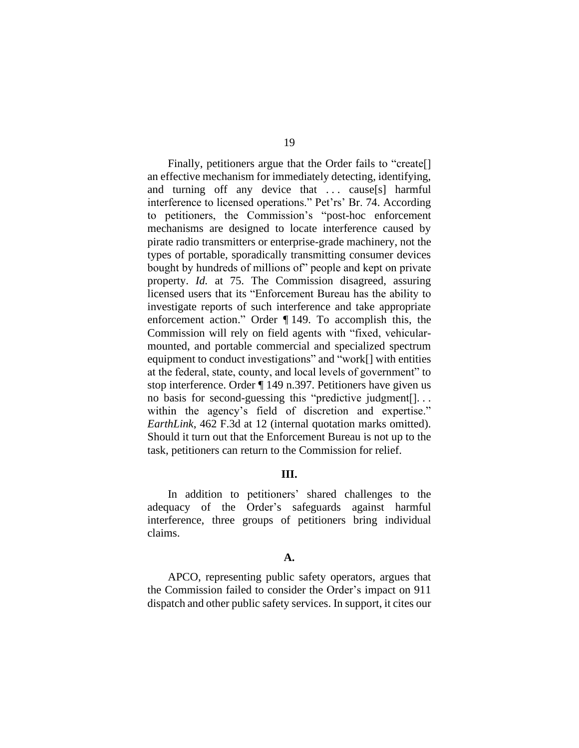Finally, petitioners argue that the Order fails to "create[] an effective mechanism for immediately detecting, identifying, and turning off any device that . . . cause[s] harmful interference to licensed operations." Pet'rs' Br. 74. According to petitioners, the Commission's "post-hoc enforcement mechanisms are designed to locate interference caused by pirate radio transmitters or enterprise-grade machinery, not the types of portable, sporadically transmitting consumer devices bought by hundreds of millions of" people and kept on private property. *Id.* at 75. The Commission disagreed, assuring licensed users that its "Enforcement Bureau has the ability to investigate reports of such interference and take appropriate enforcement action." Order ¶ 149. To accomplish this, the Commission will rely on field agents with "fixed, vehicular-mounted, and portable commercial and specialized spectrum equipment to conduct investigations" and "work[] with entities at the federal, state, county, and local levels of government" to stop interference. Order ¶ 149 n.397. Petitioners have given us no basis for second-guessing this "predictive judgment[]. . . within the agency's field of discretion and expertise." *EarthLink*, 462 F.3d at 12 (internal quotation marks omitted). Should it turn out that the Enforcement Bureau is not up to the task, petitioners can return to the Commission for relief.

## III.

In addition to petitioners' shared challenges to the adequacy of the Order's safeguards against harmful interference, three groups of petitioners bring individual claims.

### A.

APCO, representing public safety operators, argues that the Commission failed to consider the Order's impact on 911 dispatch and other public safety services. In support, it cites our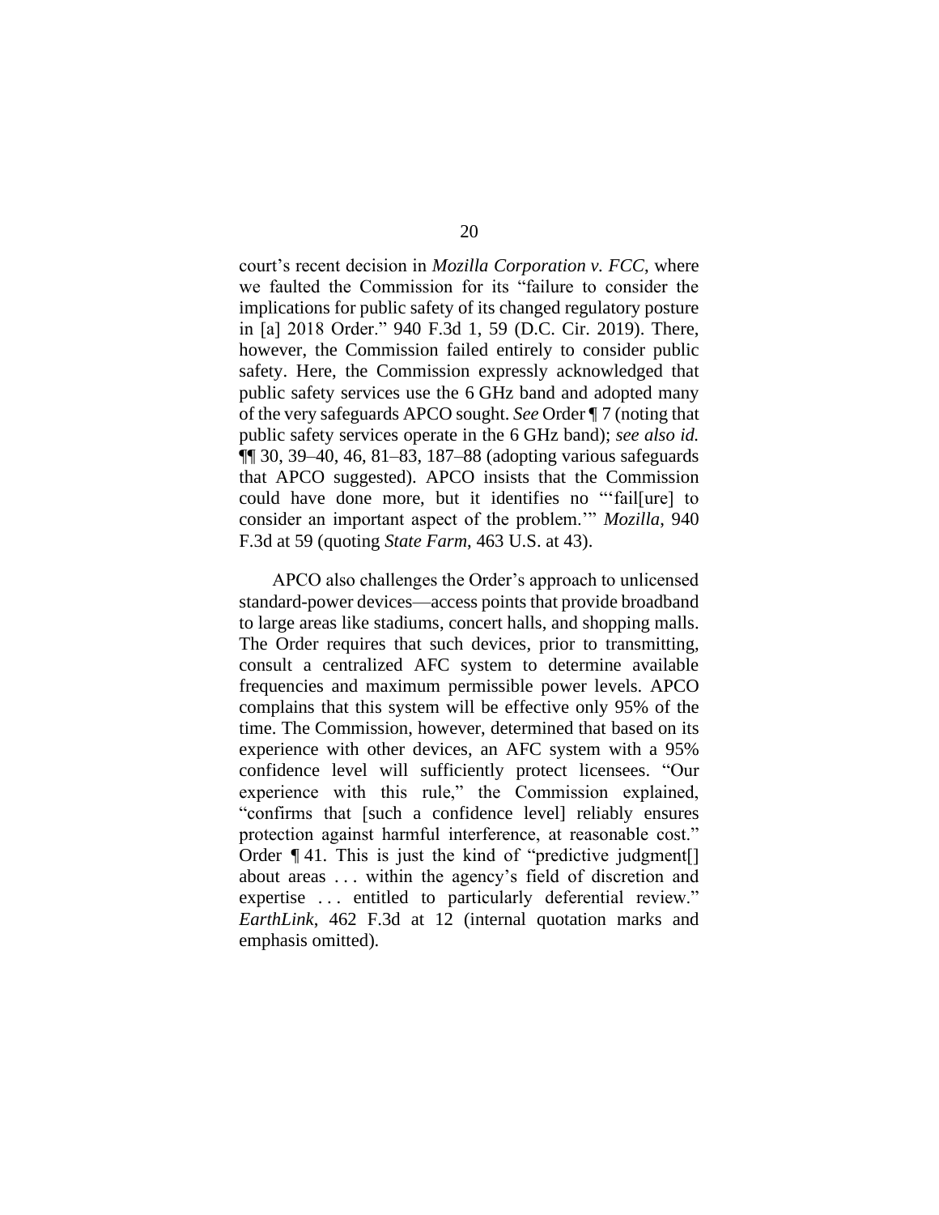court's recent decision in *Mozilla Corporation v. FCC*, where we faulted the Commission for its "failure to consider the implications for public safety of its changed regulatory posture in [a] 2018 Order." 940 F.3d 1, 59 (D.C. Cir. 2019). There, however, the Commission failed entirely to consider public safety. Here, the Commission expressly acknowledged that public safety services use the 6 GHz band and adopted many of the very safeguards APCO sought. *See* Order ¶ 7 (noting that public safety services operate in the 6 GHz band); *see also id.* ¶¶ 30, 39–40, 46, 81–83, 187–88 (adopting various safeguards that APCO suggested). APCO insists that the Commission could have done more, but it identifies no "'fail[ure] to consider an important aspect of the problem.'" *Mozilla*, 940 F.3d at 59 (quoting *State Farm*, 463 U.S. at 43).

APCO also challenges the Order's approach to unlicensed standard-power devices—access points that provide broadband to large areas like stadiums, concert halls, and shopping malls. The Order requires that such devices, prior to transmitting, consult a centralized AFC system to determine available frequencies and maximum permissible power levels. APCO complains that this system will be effective only 95% of the time. The Commission, however, determined that based on its experience with other devices, an AFC system with a 95% confidence level will sufficiently protect licensees. "Our experience with this rule," the Commission explained, "confirms that [such a confidence level] reliably ensures protection against harmful interference, at reasonable cost." Order ¶ 41. This is just the kind of "predictive judgment[] about areas . . . within the agency's field of discretion and expertise . . . entitled to particularly deferential review." *EarthLink*, 462 F.3d at 12 (internal quotation marks and emphasis omitted).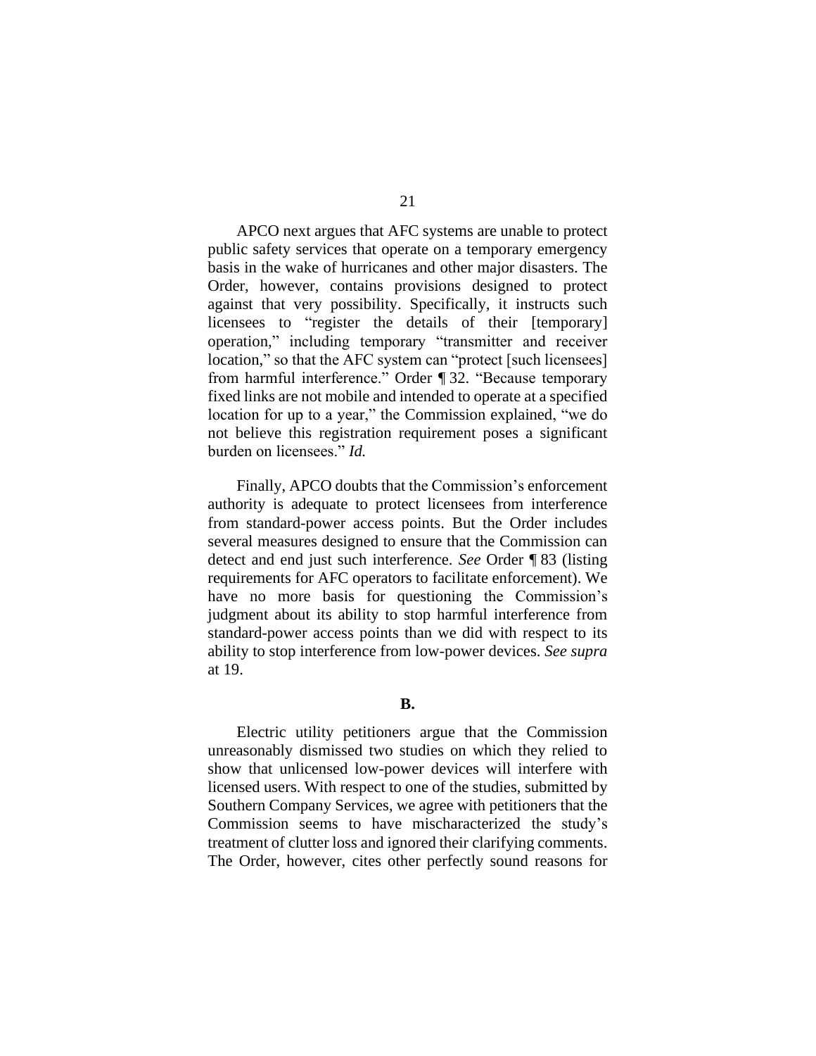APCO next argues that AFC systems are unable to protect public safety services that operate on a temporary emergency basis in the wake of hurricanes and other major disasters. The Order, however, contains provisions designed to protect against that very possibility. Specifically, it instructs such licensees to "register the details of their [temporary] operation," including temporary "transmitter and receiver location," so that the AFC system can "protect [such licensees] from harmful interference." Order ¶ 32. "Because temporary fixed links are not mobile and intended to operate at a specified location for up to a year," the Commission explained, "we do not believe this registration requirement poses a significant burden on licensees." *Id.*

Finally, APCO doubts that the Commission's enforcement authority is adequate to protect licensees from interference from standard-power access points. But the Order includes several measures designed to ensure that the Commission can detect and end just such interference. *See* Order ¶ 83 (listing requirements for AFC operators to facilitate enforcement). We have no more basis for questioning the Commission's judgment about its ability to stop harmful interference from standard-power access points than we did with respect to its ability to stop interference from low-power devices. *See supra* at 19.

**B.**

Electric utility petitioners argue that the Commission unreasonably dismissed two studies on which they relied to show that unlicensed low-power devices will interfere with licensed users. With respect to one of the studies, submitted by Southern Company Services, we agree with petitioners that the Commission seems to have mischaracterized the study's treatment of clutter loss and ignored their clarifying comments. The Order, however, cites other perfectly sound reasons for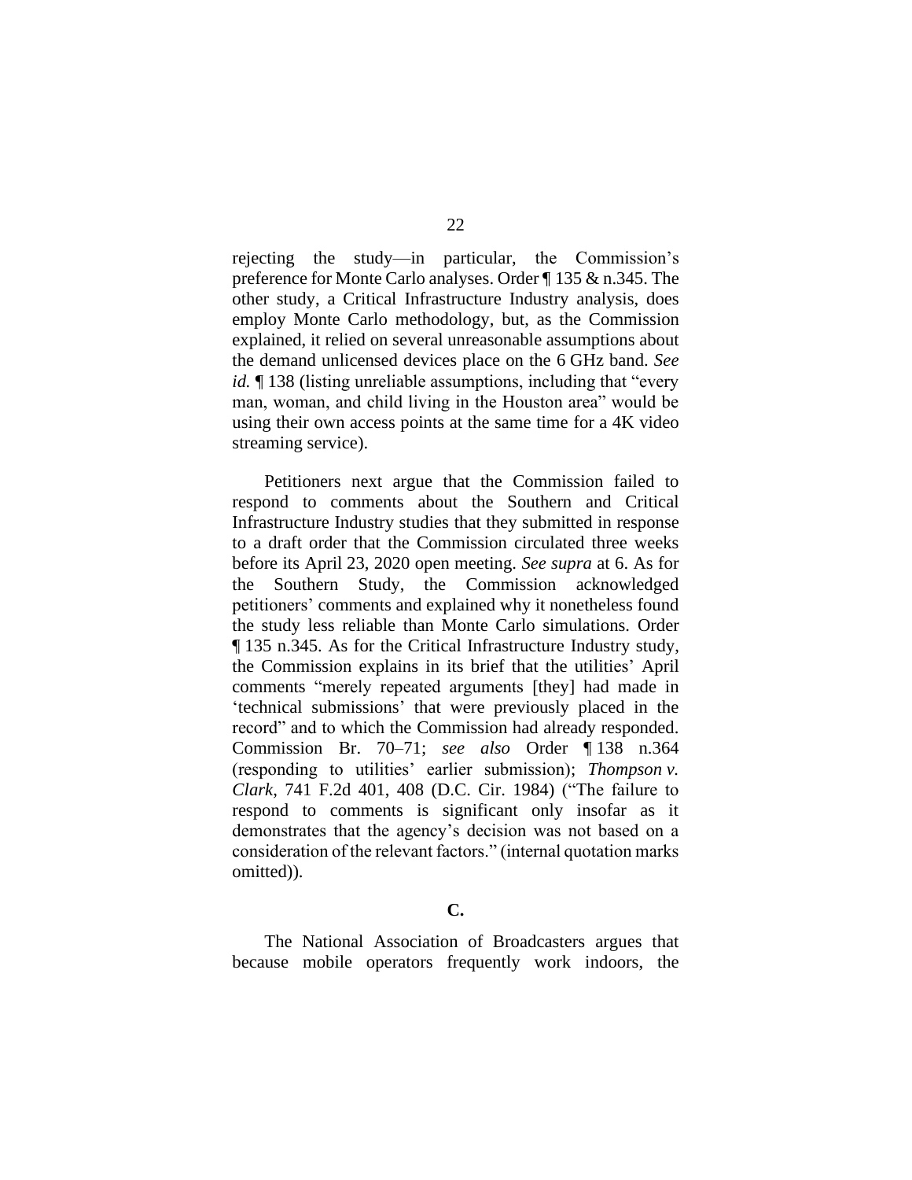rejecting the study—in particular, the Commission's preference for Monte Carlo analyses. Order ¶ 135 & n.345. The other study, a Critical Infrastructure Industry analysis, does employ Monte Carlo methodology, but, as the Commission explained, it relied on several unreasonable assumptions about the demand unlicensed devices place on the 6 GHz band. *See id.* ¶ 138 (listing unreliable assumptions, including that "every man, woman, and child living in the Houston area" would be using their own access points at the same time for a 4K video streaming service).

Petitioners next argue that the Commission failed to respond to comments about the Southern and Critical Infrastructure Industry studies that they submitted in response to a draft order that the Commission circulated three weeks before its April 23, 2020 open meeting. *See supra* at 6. As for the Southern Study, the Commission acknowledged petitioners' comments and explained why it nonetheless found the study less reliable than Monte Carlo simulations. Order ¶ 135 n.345. As for the Critical Infrastructure Industry study, the Commission explains in its brief that the utilities' April comments "merely repeated arguments [they] had made in 'technical submissions' that were previously placed in the record" and to which the Commission had already responded. Commission Br. 70–71; *see also* Order ¶ 138 n.364 (responding to utilities' earlier submission); *Thompson v. Clark*, 741 F.2d 401, 408 (D.C. Cir. 1984) ("The failure to respond to comments is significant only insofar as it demonstrates that the agency's decision was not based on a consideration of the relevant factors." (internal quotation marks omitted)).

### C.

The National Association of Broadcasters argues that because mobile operators frequently work indoors, the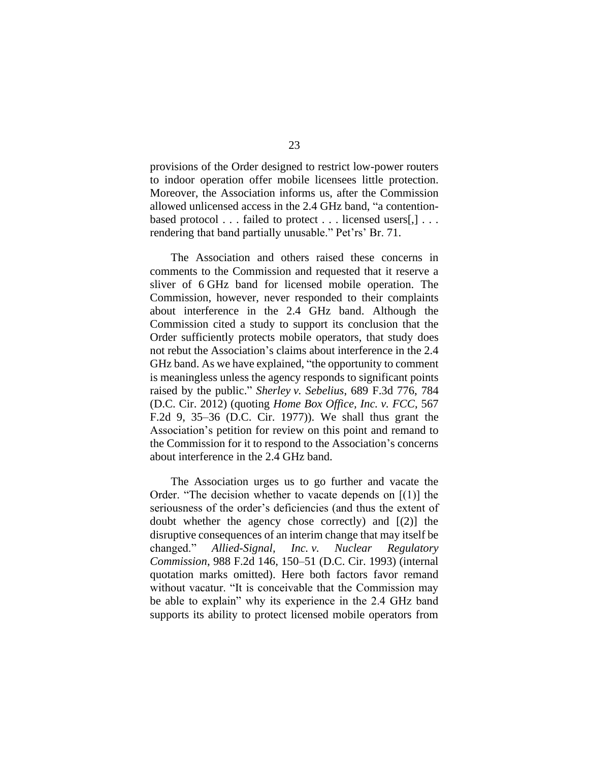provisions of the Order designed to restrict low-power routers to indoor operation offer mobile licensees little protection. Moreover, the Association informs us, after the Commission allowed unlicensed access in the 2.4 GHz band, "a contention-based protocol . . . failed to protect . . . licensed users[,] . . . rendering that band partially unusable." Pet'rs' Br. 71.

The Association and others raised these concerns in comments to the Commission and requested that it reserve a sliver of 6 GHz band for licensed mobile operation. The Commission, however, never responded to their complaints about interference in the 2.4 GHz band. Although the Commission cited a study to support its conclusion that the Order sufficiently protects mobile operators, that study does not rebut the Association's claims about interference in the 2.4 GHz band. As we have explained, "the opportunity to comment is meaningless unless the agency responds to significant points raised by the public." *Sherley v. Sebelius*, 689 F.3d 776, 784 (D.C. Cir. 2012) (quoting *Home Box Office, Inc. v. FCC*, 567 F.2d 9, 35–36 (D.C. Cir. 1977)). We shall thus grant the Association's petition for review on this point and remand to the Commission for it to respond to the Association's concerns about interference in the 2.4 GHz band.

The Association urges us to go further and vacate the Order. "The decision whether to vacate depends on [(1)] the seriousness of the order's deficiencies (and thus the extent of doubt whether the agency chose correctly) and [(2)] the disruptive consequences of an interim change that may itself be changed." *Allied-Signal, Inc. v. Nuclear Regulatory Commission*, 988 F.2d 146, 150–51 (D.C. Cir. 1993) (internal quotation marks omitted). Here both factors favor remand without vacatur. "It is conceivable that the Commission may be able to explain" why its experience in the 2.4 GHz band supports its ability to protect licensed mobile operators from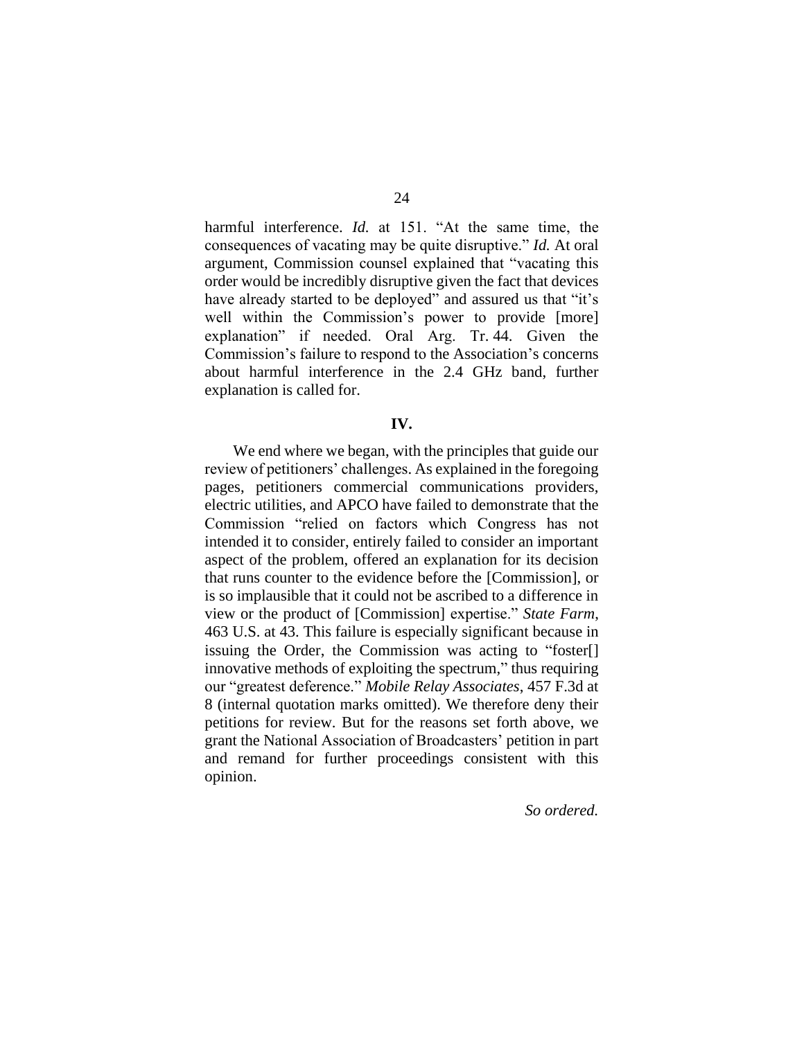harmful interference. *Id.* at 151. "At the same time, the consequences of vacating may be quite disruptive." *Id.* At oral argument, Commission counsel explained that "vacating this order would be incredibly disruptive given the fact that devices have already started to be deployed" and assured us that "it's well within the Commission's power to provide [more] explanation" if needed. Oral Arg. Tr. 44. Given the Commission's failure to respond to the Association's concerns about harmful interference in the 2.4 GHz band, further explanation is called for.

**IV.**

We end where we began, with the principles that guide our review of petitioners' challenges. As explained in the foregoing pages, petitioners commercial communications providers, electric utilities, and APCO have failed to demonstrate that the Commission "relied on factors which Congress has not intended it to consider, entirely failed to consider an important aspect of the problem, offered an explanation for its decision that runs counter to the evidence before the [Commission], or is so implausible that it could not be ascribed to a difference in view or the product of [Commission] expertise." *State Farm*, 463 U.S. at 43. This failure is especially significant because in issuing the Order, the Commission was acting to "foster[] innovative methods of exploiting the spectrum," thus requiring our "greatest deference." *Mobile Relay Associates*, 457 F.3d at 8 (internal quotation marks omitted). We therefore deny their petitions for review. But for the reasons set forth above, we grant the National Association of Broadcasters' petition in part and remand for further proceedings consistent with this opinion.

*So ordered.*